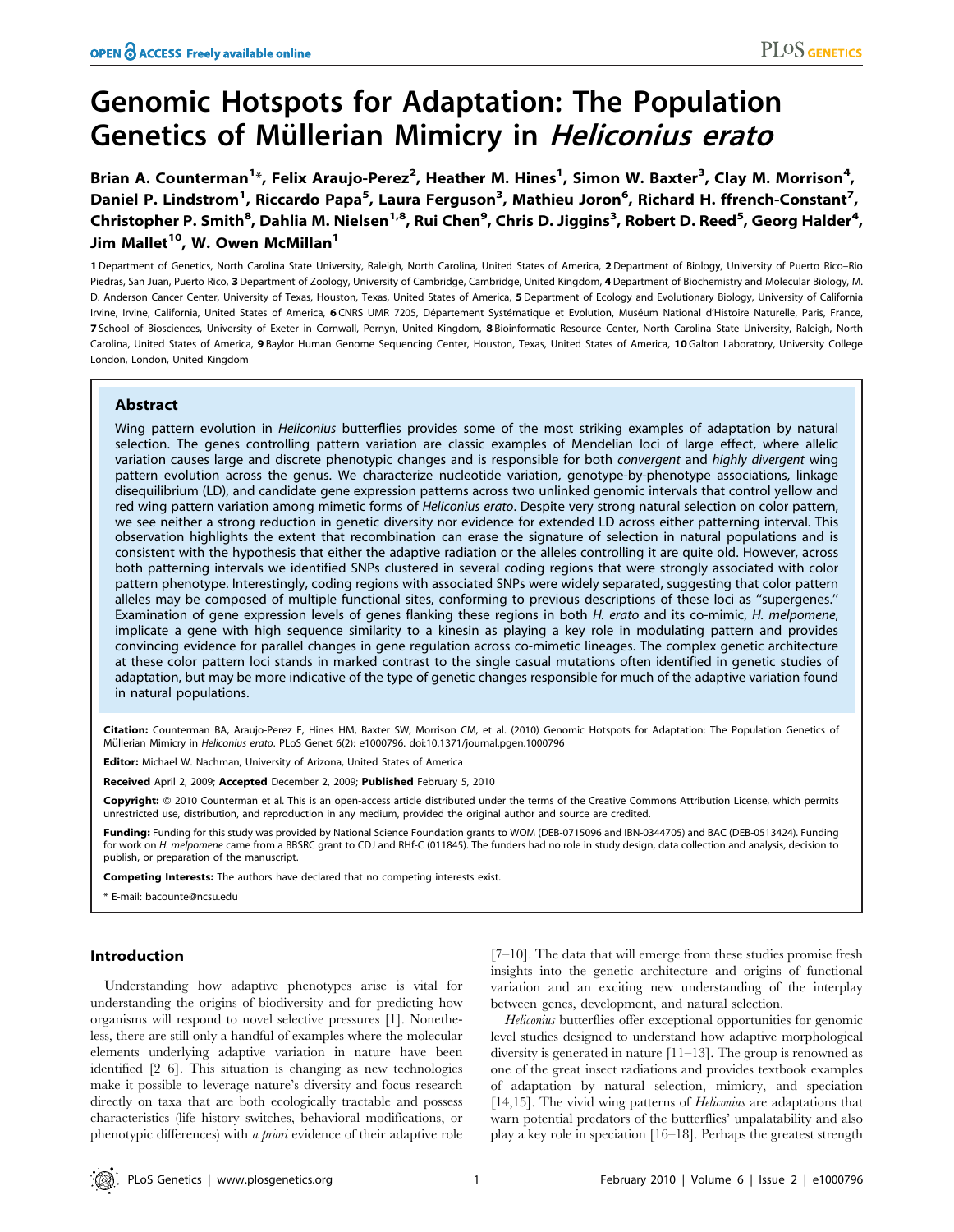# Genomic Hotspots for Adaptation: The Population Genetics of Müllerian Mimicry in *Heliconius erato*

**Brian A. Counterman[1]*, Felix Araujo-Perez[2], Heather M. Hines[1], Simon W. Baxter[3], Clay M. Morrison[4], Daniel P. Lindstrom[1], Riccardo Papa[5], Laura Ferguson[3], Mathieu Joron[6], Richard H. ffrench-Constant[7], Christopher P. Smith[8], Dahlia M. Nielsen[1,8], Rui Chen[9], Chris D. Jiggins[3], Robert D. Reed[5], Georg Halder[4], Jim Mallet[10], W. Owen McMillan[1]**

1 Department of Genetics, North Carolina State University, Raleigh, North Carolina, United States of America, 2 Department of Biology, University of Puerto Rico–Rio Piedras, San Juan, Puerto Rico, 3 Department of Zoology, University of Cambridge, Cambridge, United Kingdom, 4 Department of Biochemistry and Molecular Biology, M. D. Anderson Cancer Center, University of Texas, Houston, Texas, United States of America, 5 Department of Ecology and Evolutionary Biology, University of California Irvine, Irvine, California, United States of America, 6 CNRS UMR 7205, Département Systématique et Evolution, Muséum National d'Histoire Naturelle, Paris, France, 7 School of Biosciences, University of Exeter in Cornwall, Pernyn, United Kingdom, 8 Bioinformatic Resource Center, North Carolina State University, Raleigh, North Carolina, United States of America, 9 Baylor Human Genome Sequencing Center, Houston, Texas, United States of America, 10 Galton Laboratory, University College London, London, United Kingdom

## Abstract

Wing pattern evolution in *Heliconius* butterflies provides some of the most striking examples of adaptation by natural selection. The genes controlling pattern variation are classic examples of Mendelian loci of large effect, where allelic variation causes large and discrete phenotypic changes and is responsible for both *convergent* and *highly divergent* wing pattern evolution across the genus. We characterize nucleotide variation, genotype-by-phenotype associations, linkage disequilibrium (LD), and candidate gene expression patterns across two unlinked genomic intervals that control yellow and red wing pattern variation among mimetic forms of *Heliconius erato*. Despite very strong natural selection on color pattern, we see neither a strong reduction in genetic diversity nor evidence for extended LD across either patterning interval. This observation highlights the extent that recombination can erase the signature of selection in natural populations and is consistent with the hypothesis that either the adaptive radiation or the alleles controlling it are quite old. However, across both patterning intervals we identified SNPs clustered in several coding regions that were strongly associated with color pattern phenotype. Interestingly, coding regions with associated SNPs were widely separated, suggesting that color pattern alleles may be composed of multiple functional sites, conforming to previous descriptions of these loci as "supergenes." Examination of gene expression levels of genes flanking these regions in both *H. erato* and its co-mimic, *H. melpomene*, implicate a gene with high sequence similarity to a kinesin as playing a key role in modulating pattern and provides convincing evidence for parallel changes in gene regulation across co-mimetic lineages. The complex genetic architecture at these color pattern loci stands in marked contrast to the single casual mutations often identified in genetic studies of adaptation, but may be more indicative of the type of genetic changes responsible for much of the adaptive variation found in natural populations.

**Citation:** Counterman BA, Araujo-Perez F, Hines HM, Baxter SW, Morrison CM, et al. (2010) Genomic Hotspots for Adaptation: The Population Genetics of Müllerian Mimicry in *Heliconius erato*. PLoS Genet 6(2): e1000796. doi:10.1371/journal.pgen.1000796

**Editor:** Michael W. Nachman, University of Arizona, United States of America

**Received** April 2, 2009; **Accepted** December 2, 2009; **Published** February 5, 2010

**Copyright:** © 2010 Counterman et al. This is an open-access article distributed under the terms of the Creative Commons Attribution License, which permits unrestricted use, distribution, and reproduction in any medium, provided the original author and source are credited.

**Funding:** Funding for this study was provided by National Science Foundation grants to WOM (DEB-0715096 and IBN-0344705) and BAC (DEB-0513424). Funding for work on *H. melpomene* came from a BBSRC grant to CDJ and RHf-C (011845). The funders had no role in study design, data collection and analysis, decision to publish, or preparation of the manuscript.

**Competing Interests:** The authors have declared that no competing interests exist.

\* E-mail: bacounte@ncsu.edu

## Introduction

Understanding how adaptive phenotypes arise is vital for understanding the origins of biodiversity and for predicting how organisms will respond to novel selective pressures [1]. Nonetheless, there are still only a handful of examples where the molecular elements underlying adaptive variation in nature have been identified [2–6]. This situation is changing as new technologies make it possible to leverage nature's diversity and focus research directly on taxa that are both ecologically tractable and possess characteristics (life history switches, behavioral modifications, or phenotypic differences) with *a priori* evidence of their adaptive role [7–10]. The data that will emerge from these studies promise fresh insights into the genetic architecture and origins of functional variation and an exciting new understanding of the interplay between genes, development, and natural selection.

*Heliconius* butterflies offer exceptional opportunities for genomic level studies designed to understand how adaptive morphological diversity is generated in nature [11–13]. The group is renowned as one of the great insect radiations and provides textbook examples of adaptation by natural selection, mimicry, and speciation [14,15]. The vivid wing patterns of *Heliconius* are adaptations that warn potential predators of the butterflies' unpalatability and also play a key role in speciation [16–18]. Perhaps the greatest strength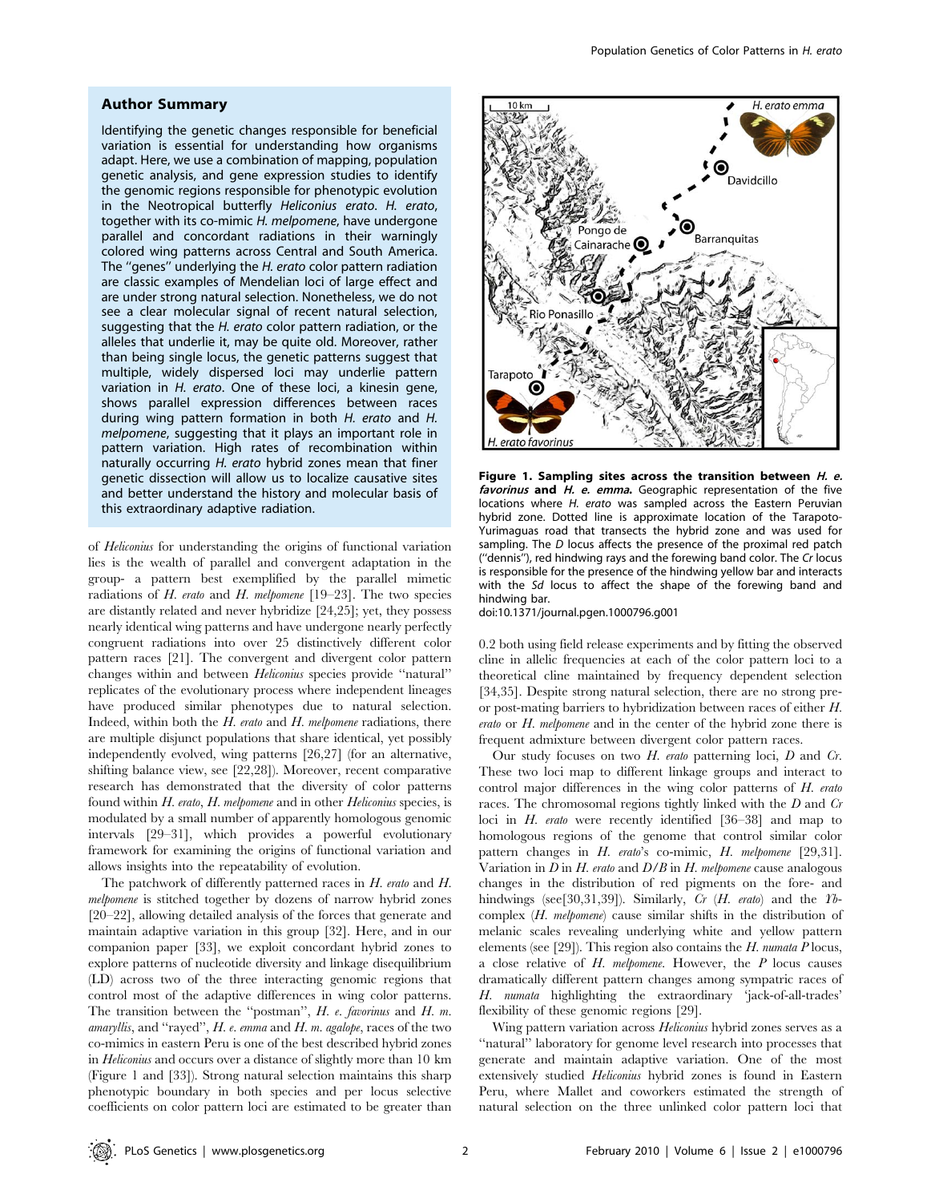## Author Summary

Identifying the genetic changes responsible for beneficial variation is essential for understanding how organisms adapt. Here, we use a combination of mapping, population genetic analysis, and gene expression studies to identify the genomic regions responsible for phenotypic evolution in the Neotropical butterfly *Heliconius erato*. *H. erato*, together with its co-mimic *H. melpomene*, have undergone parallel and concordant radiations in their warningly colored wing patterns across Central and South America. The "genes" underlying the *H. erato* color pattern radiation are classic examples of Mendelian loci of large effect and are under strong natural selection. Nonetheless, we do not see a clear molecular signal of recent natural selection, suggesting that the *H. erato* color pattern radiation, or the alleles that underlie it, may be quite old. Moreover, rather than being single locus, the genetic patterns suggest that multiple, widely dispersed loci may underlie pattern variation in *H. erato*. One of these loci, a kinesin gene, shows parallel expression differences between races during wing pattern formation in both *H. erato* and *H. melpomene*, suggesting that it plays an important role in pattern variation. High rates of recombination within naturally occurring *H. erato* hybrid zones mean that finer genetic dissection will allow us to localize causative sites and better understand the history and molecular basis of this extraordinary adaptive radiation.

of *Heliconius* for understanding the origins of functional variation lies is the wealth of parallel and convergent adaptation in the group- a pattern best exemplified by the parallel mimetic radiations of *H. erato* and *H. melpomene* [19–23]. The two species are distantly related and never hybridize [24,25]; yet, they possess nearly identical wing patterns and have undergone nearly perfectly congruent radiations into over 25 distinctively different color pattern races [21]. The convergent and divergent color pattern changes within and between *Heliconius* species provide "natural" replicates of the evolutionary process where independent lineages have produced similar phenotypes due to natural selection. Indeed, within both the *H. erato* and *H. melpomene* radiations, there are multiple disjunct populations that share identical, yet possibly independently evolved, wing patterns [26,27] (for an alternative, shifting balance view, see [22,28]). Moreover, recent comparative research has demonstrated that the diversity of color patterns found within *H. erato*, *H. melpomene* and in other *Heliconius* species, is modulated by a small number of apparently homologous genomic intervals [29–31], which provides a powerful evolutionary framework for examining the origins of functional variation and allows insights into the repeatability of evolution.

The patchwork of differently patterned races in *H. erato* and *H. melpomene* is stitched together by dozens of narrow hybrid zones [20–22], allowing detailed analysis of the forces that generate and maintain adaptive variation in this group [32]. Here, and in our companion paper [33], we exploit concordant hybrid zones to explore patterns of nucleotide diversity and linkage disequilibrium (LD) across two of the three interacting genomic regions that control most of the adaptive differences in wing color patterns. The transition between the "postman", *H. e. favorinus* and *H. m. amaryllis*, and "rayed", *H. e. emma* and *H. m. agalope*, races of the two co-mimics in eastern Peru is one of the best described hybrid zones in *Heliconius* and occurs over a distance of slightly more than 10 km (Figure 1 and [33]). Strong natural selection maintains this sharp phenotypic boundary in both species and per locus selective coefficients on color pattern loci are estimated to be greater than

**Figure 1. Sampling sites across the transition between *H. e. favorinus* and *H. e. emma*.** Geographic representation of the five locations where *H. erato* was sampled across the Eastern Peruvian hybrid zone. Dotted line is approximate location of the Tarapoto-Yurimaguas road that transects the hybrid zone and was used for sampling. The *D* locus affects the presence of the proximal red patch ("dennis"), red hindwing rays and the forewing band color. The *Cr* locus is responsible for the presence of the hindwing yellow bar and interacts with the *Sd* locus to affect the shape of the forewing band and hindwing bar.
doi:10.1371/journal.pgen.1000796.g001

0.2 both using field release experiments and by fitting the observed cline in allelic frequencies at each of the color pattern loci to a theoretical cline maintained by frequency dependent selection [34,35]. Despite strong natural selection, there are no strong pre- or post-mating barriers to hybridization between races of either *H. erato* or *H. melpomene* and in the center of the hybrid zone there is frequent admixture between divergent color pattern races.

Our study focuses on two *H. erato* patterning loci, *D* and *Cr*. These two loci map to different linkage groups and interact to control major differences in the wing color patterns of *H. erato* races. The chromosomal regions tightly linked with the *D* and *Cr* loci in *H. erato* were recently identified [36–38] and map to homologous regions of the genome that control similar color pattern changes in *H. erato*'s co-mimic, *H. melpomene* [29,31]. Variation in *D* in *H. erato* and *D/B* in *H. melpomene* cause analogous changes in the distribution of red pigments on the fore- and hindwings (see[30,31,39]). Similarly, *Cr* (*H. erato*) and the *Yb*-complex (*H. melpomene*) cause similar shifts in the distribution of melanic scales revealing underlying white and yellow pattern elements (see [29]). This region also contains the *H. numata P* locus, a close relative of *H. melpomene*. However, the *P* locus causes dramatically different pattern changes among sympatric races of *H. numata* highlighting the extraordinary 'jack-of-all-trades' flexibility of these genomic regions [29].

Wing pattern variation across *Heliconius* hybrid zones serves as a "natural" laboratory for genome level research into processes that generate and maintain adaptive variation. One of the most extensively studied *Heliconius* hybrid zones is found in Eastern Peru, where Mallet and coworkers estimated the strength of natural selection on the three unlinked color pattern loci that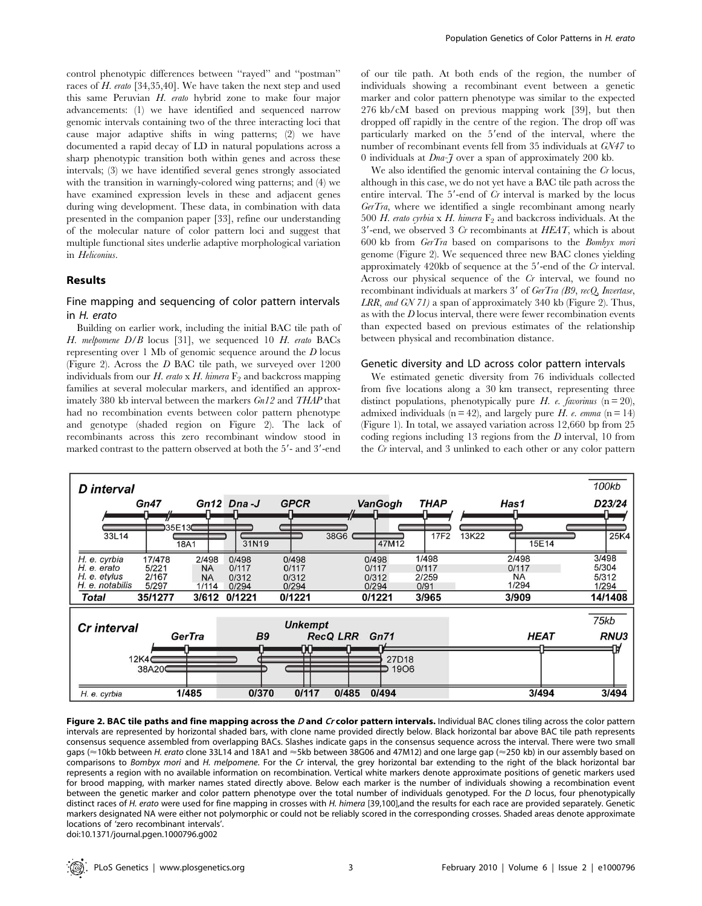control phenotypic differences between "rayed" and "postman" races of *H. erato* [34,35,40]. We have taken the next step and used this same Peruvian *H. erato* hybrid zone to make four major advancements: (1) we have identified and sequenced narrow genomic intervals containing two of the three interacting loci that cause major adaptive shifts in wing patterns; (2) we have documented a rapid decay of LD in natural populations across a sharp phenotypic transition both within genes and across these intervals; (3) we have identified several genes strongly associated with the transition in warningly-colored wing patterns; and (4) we have examined expression levels in these and adjacent genes during wing development. These data, in combination with data presented in the companion paper [33], refine our understanding of the molecular nature of color pattern loci and suggest that multiple functional sites underlie adaptive morphological variation in *Heliconius*.

## Results

### Fine mapping and sequencing of color pattern intervals in *H. erato*

Building on earlier work, including the initial BAC tile path of *H. melpomene D/B* locus [31], we sequenced 10 *H. erato* BACs representing over 1 Mb of genomic sequence around the *D* locus (Figure 2). Across the *D* BAC tile path, we surveyed over 1200 individuals from our *H. erato* x *H. himera* $F_2$ and backcross mapping families at several molecular markers, and identified an approximately 380 kb interval between the markers *Gn12* and *THAP* that had no recombination events between color pattern phenotype and genotype (shaded region on Figure 2). The lack of recombinants across this zero recombinant window stood in marked contrast to the pattern observed at both the 5′- and 3′-end of our tile path. At both ends of the region, the number of individuals showing a recombinant event between a genetic marker and color pattern phenotype was similar to the expected 276 kb/cM based on previous mapping work [39], but then dropped off rapidly in the centre of the region. The drop off was particularly marked on the 5′end of the interval, where the number of recombinant events fell from 35 individuals at *GN47* to 0 individuals at *Dna-J* over a span of approximately 200 kb.

We also identified the genomic interval containing the *Cr* locus, although in this case, we do not yet have a BAC tile path across the entire interval. The 5′-end of *Cr* interval is marked by the locus *GerTra*, where we identified a single recombinant among nearly 500 *H. erato cyrbia* x *H. himera* $F_2$ and backcross individuals. At the 3′-end, we observed 3 *Cr* recombinants at *HEAT*, which is about 600 kb from *GerTra* based on comparisons to the *Bombyx mori* genome (Figure 2). We sequenced three new BAC clones yielding approximately 420kb of sequence at the 5′-end of the *Cr* interval. Across our physical sequence of the *Cr* interval, we found no recombinant individuals at markers 3′ of *GerTra (B9, recQ, Invertase, LRR, and GN 71)* a span of approximately 340 kb (Figure 2). Thus, as with the *D* locus interval, there were fewer recombination events than expected based on previous estimates of the relationship between physical and recombination distance.

### Genetic diversity and LD across color pattern intervals

We estimated genetic diversity from 76 individuals collected from five locations along a 30 km transect, representing three distinct populations, phenotypically pure *H. e. favorinus* (n = 20), admixed individuals (n = 42), and largely pure *H. e. emma* (n = 14) (Figure 1). In total, we assayed variation across 12,660 bp from 25 coding regions including 13 regions from the *D* interval, 10 from the *Cr* interval, and 3 unlinked to each other or any color pattern

**D interval** (100kb)

| | Gn47 | Gn12 | Dna-J | GPCR | VanGogh | THAP | Has1 | D23/24 |
|---|---|---|---|---|---|---|---|---|
| H. e. cyrbia | 17/478 | 2/498 | 0/498 | 0/498 | 0/498 | 1/498 | 2/498 | 3/498 |
| H. e. erato | 5/221 | NA | 0/117 | 0/117 | 0/117 | 0/117 | 0/117 | 5/304 |
| H. e. etylus | 2/167 | NA | 0/312 | 0/312 | 0/312 | 2/259 | NA | 5/312 |
| H. e. notabilis | 5/297 | 1/114 | 0/294 | 0/294 | 0/294 | 0/91 | 1/294 | 1/294 |
| **Total** | **35/1277** | **3/612** | **0/1221** | **0/1221** | **0/1221** | **3/965** | **3/909** | **14/1408** |

BAC clones: 33L14, 35E13, 18A1, 31N19, 38G6, 47M12, 17F2, 13K22, 15E14, 25K4

**Cr interval** (75kb)

| | GerTra | B9 | Unkempt RecQ | LRR | Gn71 | HEAT | RNU3 |
|---|---|---|---|---|---|---|---|
| H. e. cyrbia | 1/485 | 0/370 | 0/117 | 0/485 | 0/494 | 3/494 | 3/494 |

BAC clones: 12K4, 38A20, 27D18, 19O6

**Figure 2. BAC tile paths and fine mapping across the *D* and *Cr* color pattern intervals.** Individual BAC clones tiling across the color pattern intervals are represented by horizontal shaded bars, with clone name provided directly below. Black horizontal bar above BAC tile path represents consensus sequence assembled from overlapping BACs. Slashes indicate gaps in the consensus sequence across the interval. There were two small gaps (≈10kb between *H. erato* clone 33L14 and 18A1 and ≈5kb between 38G06 and 47M12) and one large gap (≈250 kb) in our assembly based on comparisons to *Bombyx mori* and *H. melpomene*. For the *Cr* interval, the grey horizontal bar extending to the right of the black horizontal bar represents a region with no available information on recombination. Vertical white markers denote approximate positions of genetic markers used for brood mapping, with marker names stated directly above. Below each marker is the number of individuals showing a recombination event between the genetic marker and color pattern phenotype over the total number of individuals genotyped. For the *D* locus, four phenotypically distinct races of *H. erato* were used for fine mapping in crosses with *H. himera* [39,100],and the results for each race are provided separately. Genetic markers designated NA were either not polymorphic or could not be reliably scored in the corresponding crosses. Shaded areas denote approximate locations of 'zero recombinant intervals'.

doi:10.1371/journal.pgen.1000796.g002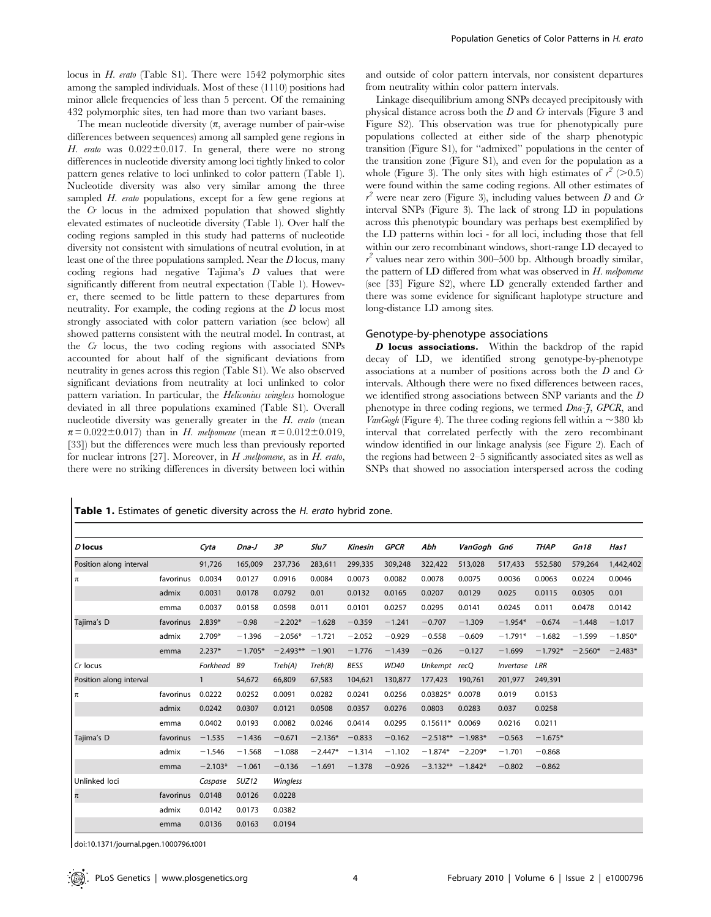locus in *H. erato* (Table S1). There were 1542 polymorphic sites among the sampled individuals. Most of these (1110) positions had minor allele frequencies of less than 5 percent. Of the remaining 432 polymorphic sites, ten had more than two variant bases.

The mean nucleotide diversity ($\pi$, average number of pair-wise differences between sequences) among all sampled gene regions in *H. erato* was $0.022 \pm 0.017$. In general, there were no strong differences in nucleotide diversity among loci tightly linked to color pattern genes relative to loci unlinked to color pattern (Table 1). Nucleotide diversity was also very similar among the three sampled *H. erato* populations, except for a few gene regions at the *Cr* locus in the admixed population that showed slightly elevated estimates of nucleotide diversity (Table 1). Over half the coding regions sampled in this study had patterns of nucleotide diversity not consistent with simulations of neutral evolution, in at least one of the three populations sampled. Near the *D* locus, many coding regions had negative Tajima's *D* values that were significantly different from neutral expectation (Table 1). However, there seemed to be little pattern to these departures from neutrality. For example, the coding regions at the *D* locus most strongly associated with color pattern variation (see below) all showed patterns consistent with the neutral model. In contrast, at the *Cr* locus, the two coding regions with associated SNPs accounted for about half of the significant deviations from neutrality in genes across this region (Table S1). We also observed significant deviations from neutrality at loci unlinked to color pattern variation. In particular, the *Heliconius wingless* homologue deviated in all three populations examined (Table S1). Overall nucleotide diversity was generally greater in the *H. erato* (mean $\pi = 0.022 \pm 0.017$) than in *H. melpomene* (mean $\pi = 0.012 \pm 0.019$, [33]) but the differences were much less than previously reported for nuclear introns [27]. Moreover, in *H .melpomene*, as in *H. erato*, there were no striking differences in diversity between loci within and outside of color pattern intervals, nor consistent departures from neutrality within color pattern intervals.

Linkage disequilibrium among SNPs decayed precipitously with physical distance across both the *D* and *Cr* intervals (Figure 3 and Figure S2). This observation was true for phenotypically pure populations collected at either side of the sharp phenotypic transition (Figure S1), for "admixed" populations in the center of the transition zone (Figure S1), and even for the population as a whole (Figure 3). The only sites with high estimates of $r^2$ (>0.5) were found within the same coding regions. All other estimates of $r^2$ were near zero (Figure 3), including values between *D* and *Cr* interval SNPs (Figure 3). The lack of strong LD in populations across this phenotypic boundary was perhaps best exemplified by the LD patterns within loci - for all loci, including those that fell within our zero recombinant windows, short-range LD decayed to $r^2$ values near zero within 300–500 bp. Although broadly similar, the pattern of LD differed from what was observed in *H. melpomene* (see [33] Figure S2), where LD generally extended farther and there was some evidence for significant haplotype structure and long-distance LD among sites.

## Genotype-by-phenotype associations

***D* locus associations.** Within the backdrop of the rapid decay of LD, we identified strong genotype-by-phenotype associations at a number of positions across both the *D* and *Cr* intervals. Although there were no fixed differences between races, we identified strong associations between SNP variants and the *D* phenotype in three coding regions, we termed *Dna-J*, *GPCR*, and *VanGogh* (Figure 4). The three coding regions fell within a ~380 kb interval that correlated perfectly with the zero recombinant window identified in our linkage analysis (see Figure 2). Each of the regions had between 2–5 significantly associated sites as well as SNPs that showed no association interspersed across the coding

**Table 1.** Estimates of genetic diversity across the *H. erato* hybrid zone.

| *D* locus | | *Cyta* | *Dna-J* | *3P* | *Slu7* | *Kinesin* | *GPCR* | *Abh* | *VanGogh* | *Gn6* | *THAP* | *Gn18* | *Has1* |
|---|---|---|---|---|---|---|---|---|---|---|---|---|---|
| Position along interval | | 91,726 | 165,009 | 237,736 | 283,611 | 299,335 | 309,248 | 322,422 | 513,028 | 517,433 | 552,580 | 579,264 | 1,442,402 |
| $\pi$ | favorinus | 0.0034 | 0.0127 | 0.0916 | 0.0084 | 0.0073 | 0.0082 | 0.0078 | 0.0075 | 0.0036 | 0.0063 | 0.0224 | 0.0046 |
| | admix | 0.0031 | 0.0178 | 0.0792 | 0.01 | 0.0132 | 0.0165 | 0.0207 | 0.0129 | 0.025 | 0.0115 | 0.0305 | 0.01 |
| | emma | 0.0037 | 0.0158 | 0.0598 | 0.011 | 0.0101 | 0.0257 | 0.0295 | 0.0141 | 0.0245 | 0.011 | 0.0478 | 0.0142 |
| Tajima's D | favorinus | 2.839* | −0.98 | −2.202* | −1.628 | −0.359 | −1.241 | −0.707 | −1.309 | −1.954* | −0.674 | −1.448 | −1.017 |
| | admix | 2.709* | −1.396 | −2.056* | −1.721 | −2.052 | −0.929 | −0.558 | −0.609 | −1.791* | −1.682 | −1.599 | −1.850* |
| | emma | 2.237* | −1.705* | −2.493** | −1.901 | −1.776 | −1.439 | −0.26 | −0.127 | −1.699 | −1.792* | −2.560* | −2.483* |
| *Cr* locus | | *Forkhead* | *B9* | *Treh(A)* | *Treh(B)* | *BESS* | *WD40* | *Unkempt* | *recQ* | *Invertase* | *LRR* | | |
| Position along interval | | 1 | 54,672 | 66,809 | 67,583 | 104,621 | 130,877 | 177,423 | 190,761 | 201,977 | 249,391 | | |
| $\pi$ | favorinus | 0.0222 | 0.0252 | 0.0091 | 0.0282 | 0.0241 | 0.0256 | 0.03825* | 0.0078 | 0.019 | 0.0153 | | |
| | admix | 0.0242 | 0.0307 | 0.0121 | 0.0508 | 0.0357 | 0.0276 | 0.0803 | 0.0283 | 0.037 | 0.0258 | | |
| | emma | 0.0402 | 0.0193 | 0.0082 | 0.0246 | 0.0414 | 0.0295 | 0.15611* | 0.0069 | 0.0216 | 0.0211 | | |
| Tajima's D | favorinus | −1.535 | −1.436 | −0.671 | −2.136* | −0.833 | −0.162 | −2.518** | −1.983* | −0.563 | −1.675* | | |
| | admix | −1.546 | −1.568 | −1.088 | −2.447* | −1.314 | −1.102 | −1.874* | −2.209* | −1.701 | −0.868 | | |
| | emma | −2.103* | −1.061 | −0.136 | −1.691 | −1.378 | −0.926 | −3.132** | −1.842* | −0.802 | −0.862 | | |
| Unlinked loci | | *Caspase* | *SUZ12* | *Wingless* | | | | | | | | | |
| $\pi$ | favorinus | 0.0148 | 0.0126 | 0.0228 | | | | | | | | | |
| | admix | 0.0142 | 0.0173 | 0.0382 | | | | | | | | | |
| | emma | 0.0136 | 0.0163 | 0.0194 | | | | | | | | | |

doi:10.1371/journal.pgen.1000796.t001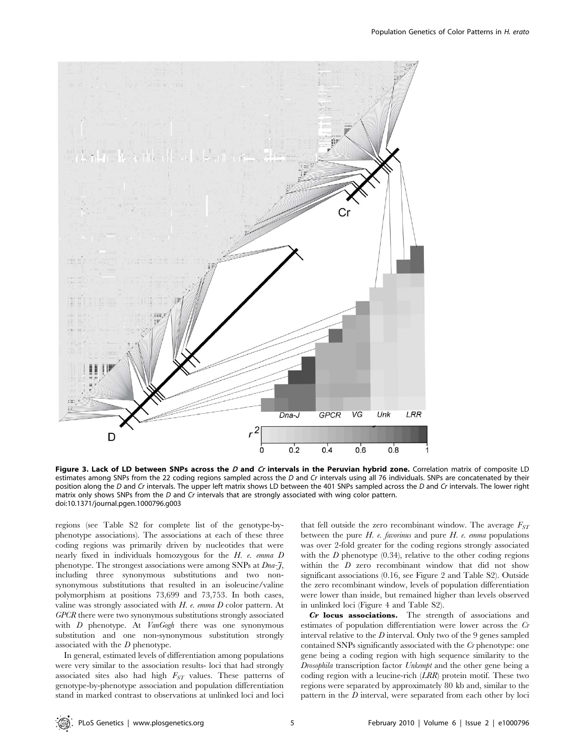**Figure 3. Lack of LD between SNPs across the *D* and *Cr* intervals in the Peruvian hybrid zone.** Correlation matrix of composite LD estimates among SNPs from the 22 coding regions sampled across the *D* and *Cr* intervals using all 76 individuals. SNPs are concatenated by their position along the *D* and *Cr* intervals. The upper left matrix shows LD between the 401 SNPs sampled across the *D* and *Cr* intervals. The lower right matrix only shows SNPs from the *D* and *Cr* intervals that are strongly associated with wing color pattern.
doi:10.1371/journal.pgen.1000796.g003

regions (see Table S2 for complete list of the genotype-by-phenotype associations). The associations at each of these three coding regions was primarily driven by nucleotides that were nearly fixed in individuals homozygous for the *H. e. emma D* phenotype. The strongest associations were among SNPs at *Dna-J*, including three synonymous substitutions and two non-synonymous substitutions that resulted in an isoleucine/valine polymorphism at positions 73,699 and 73,753. In both cases, valine was strongly associated with *H. e. emma D* color pattern. At *GPCR* there were two synonymous substitutions strongly associated with *D* phenotype. At *VanGogh* there was one synonymous substitution and one non-synonymous substitution strongly associated with the *D* phenotype.

In general, estimated levels of differentiation among populations were very similar to the association results- loci that had strongly associated sites also had high $F_{ST}$ values. These patterns of genotype-by-phenotype association and population differentiation stand in marked contrast to observations at unlinked loci and loci that fell outside the zero recombinant window. The average $F_{ST}$ between the pure *H. e. favorinus* and pure *H. e. emma* populations was over 2-fold greater for the coding regions strongly associated with the *D* phenotype (0.34), relative to the other coding regions within the *D* zero recombinant window that did not show significant associations (0.16, see Figure 2 and Table S2). Outside the zero recombinant window, levels of population differentiation were lower than inside, but remained higher than levels observed in unlinked loci (Figure 4 and Table S2).

***Cr* locus associations.** The strength of associations and estimates of population differentiation were lower across the *Cr* interval relative to the *D* interval. Only two of the 9 genes sampled contained SNPs significantly associated with the *Cr* phenotype: one gene being a coding region with high sequence similarity to the *Drosophila* transcription factor *Unkempt* and the other gene being a coding region with a leucine-rich (*LRR*) protein motif. These two regions were separated by approximately 80 kb and, similar to the pattern in the *D* interval, were separated from each other by loci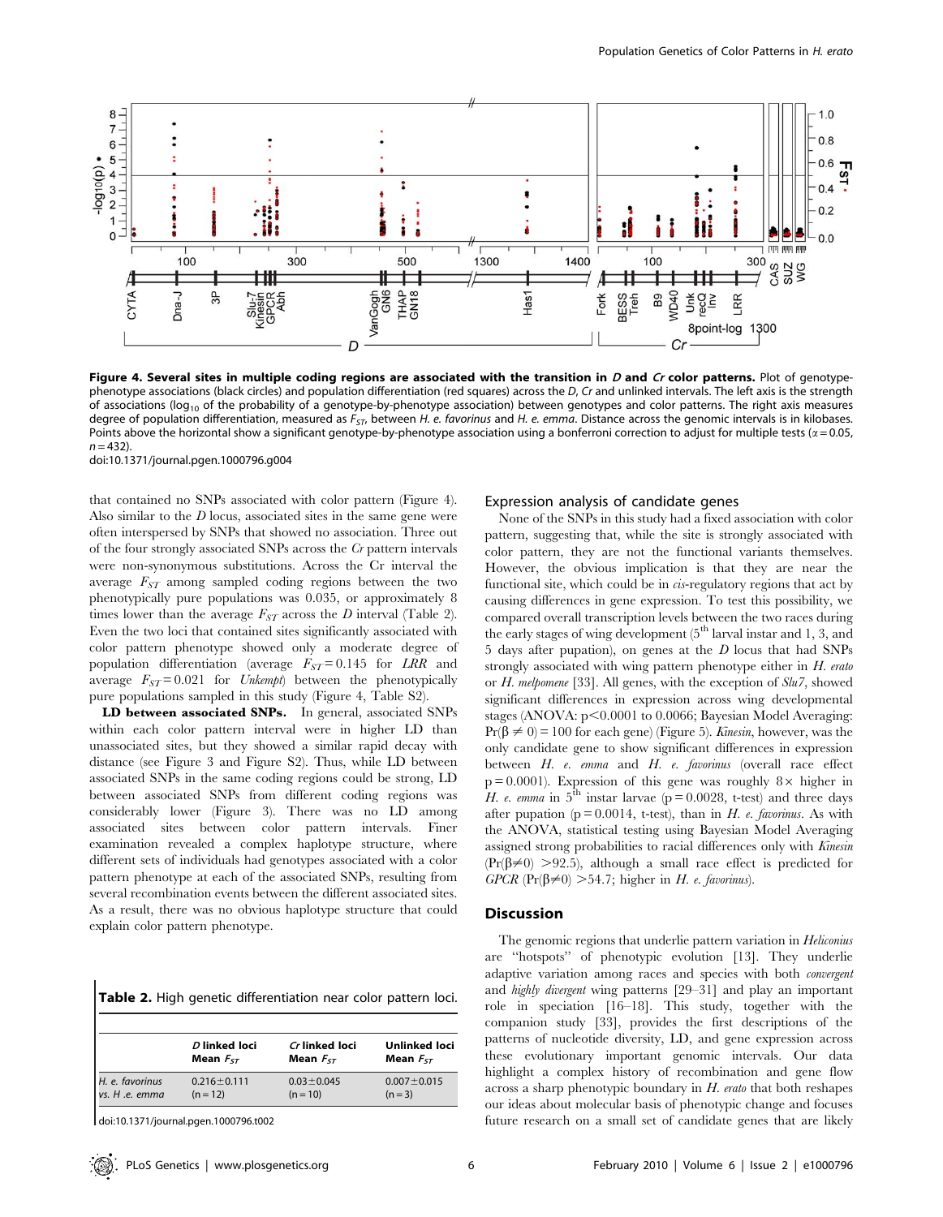**Figure 4. Several sites in multiple coding regions are associated with the transition in *D* and *Cr* color patterns.** Plot of genotype-phenotype associations (black circles) and population differentiation (red squares) across the *D*, *Cr* and unlinked intervals. The left axis is the strength of associations ($\log_{10}$ of the probability of a genotype-by-phenotype association) between genotypes and color patterns. The right axis measures degree of population differentiation, measured as $F_{ST}$, between *H. e. favorinus* and *H. e. emma*. Distance across the genomic intervals is in kilobases. Points above the horizontal show a significant genotype-by-phenotype association using a bonferroni correction to adjust for multiple tests ($\alpha = 0.05$, $n = 432$).

doi:10.1371/journal.pgen.1000796.g004

that contained no SNPs associated with color pattern (Figure 4). Also similar to the *D* locus, associated sites in the same gene were often interspersed by SNPs that showed no association. Three out of the four strongly associated SNPs across the *Cr* pattern intervals were non-synonymous substitutions. Across the Cr interval the average $F_{ST}$ among sampled coding regions between the two phenotypically pure populations was 0.035, or approximately 8 times lower than the average $F_{ST}$ across the *D* interval (Table 2). Even the two loci that contained sites significantly associated with color pattern phenotype showed only a moderate degree of population differentiation (average $F_{ST} = 0.145$ for *LRR* and average $F_{ST} = 0.021$ for *Unkempt*) between the phenotypically pure populations sampled in this study (Figure 4, Table S2).

**LD between associated SNPs.** In general, associated SNPs within each color pattern interval were in higher LD than unassociated sites, but they showed a similar rapid decay with distance (see Figure 3 and Figure S2). Thus, while LD between associated SNPs in the same coding regions could be strong, LD between associated SNPs from different coding regions was considerably lower (Figure 3). There was no LD among associated sites between color pattern intervals. Finer examination revealed a complex haplotype structure, where different sets of individuals had genotypes associated with a color pattern phenotype at each of the associated SNPs, resulting from several recombination events between the different associated sites. As a result, there was no obvious haplotype structure that could explain color pattern phenotype.

**Table 2.** High genetic differentiation near color pattern loci.

| | *D* linked loci Mean $F_{ST}$ | *Cr* linked loci Mean $F_{ST}$ | Unlinked loci Mean $F_{ST}$ |
|---|---|---|---|
| *H. e. favorinus* vs. *H .e. emma* | 0.216±0.111 (n = 12) | 0.03±0.045 (n = 10) | 0.007±0.015 (n = 3) |

doi:10.1371/journal.pgen.1000796.t002

## Expression analysis of candidate genes

None of the SNPs in this study had a fixed association with color pattern, suggesting that, while the site is strongly associated with color pattern, they are not the functional variants themselves. However, the obvious implication is that they are near the functional site, which could be in *cis*-regulatory regions that act by causing differences in gene expression. To test this possibility, we compared overall transcription levels between the two races during the early stages of wing development (5th larval instar and 1, 3, and 5 days after pupation), on genes at the *D* locus that had SNPs strongly associated with wing pattern phenotype either in *H. erato* or *H. melpomene* [33]. All genes, with the exception of *Slu7*, showed significant differences in expression across wing developmental stages (ANOVA: $p<0.0001$ to 0.0066; Bayesian Model Averaging: $\Pr(\beta \neq 0) = 100$ for each gene) (Figure 5). *Kinesin*, however, was the only candidate gene to show significant differences in expression between *H. e. emma* and *H. e. favorinus* (overall race effect $p = 0.0001$). Expression of this gene was roughly 8× higher in *H. e. emma* in 5th instar larvae ($p = 0.0028$, t-test) and three days after pupation ($p = 0.0014$, t-test), than in *H. e. favorinus*. As with the ANOVA, statistical testing using Bayesian Model Averaging assigned strong probabilities to racial differences only with *Kinesin* ($\Pr(\beta \neq 0) > 92.5$), although a small race effect is predicted for *GPCR* ($\Pr(\beta \neq 0) > 54.7$; higher in *H. e. favorinus*).

## Discussion

The genomic regions that underlie pattern variation in *Heliconius* are "hotspots" of phenotypic evolution [13]. They underlie adaptive variation among races and species with both *convergent* and *highly divergent* wing patterns [29–31] and play an important role in speciation [16–18]. This study, together with the companion study [33], provides the first descriptions of the patterns of nucleotide diversity, LD, and gene expression across these evolutionary important genomic intervals. Our data highlight a complex history of recombination and gene flow across a sharp phenotypic boundary in *H. erato* that both reshapes our ideas about molecular basis of phenotypic change and focuses future research on a small set of candidate genes that are likely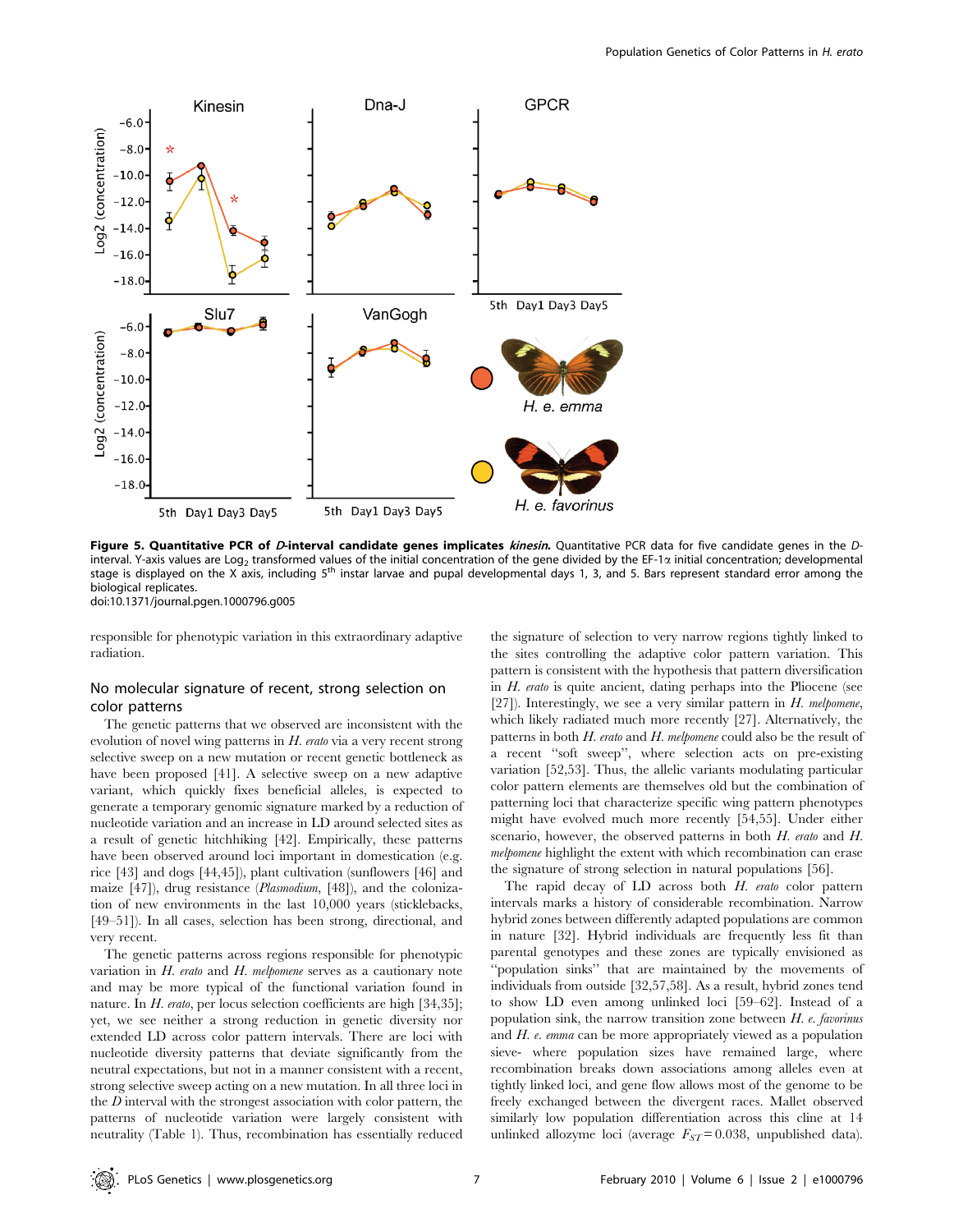**Figure 5. Quantitative PCR of *D*-interval candidate genes implicates *kinesin*.** Quantitative PCR data for five candidate genes in the *D*-interval. Y-axis values are $Log_2$ transformed values of the initial concentration of the gene divided by the EF-1α initial concentration; developmental stage is displayed on the X axis, including 5th instar larvae and pupal developmental days 1, 3, and 5. Bars represent standard error among the biological replicates.
doi:10.1371/journal.pgen.1000796.g005

responsible for phenotypic variation in this extraordinary adaptive radiation.

## No molecular signature of recent, strong selection on color patterns

The genetic patterns that we observed are inconsistent with the evolution of novel wing patterns in *H. erato* via a very recent strong selective sweep on a new mutation or recent genetic bottleneck as have been proposed [41]. A selective sweep on a new adaptive variant, which quickly fixes beneficial alleles, is expected to generate a temporary genomic signature marked by a reduction of nucleotide variation and an increase in LD around selected sites as a result of genetic hitchhiking [42]. Empirically, these patterns have been observed around loci important in domestication (e.g. rice [43] and dogs [44,45]), plant cultivation (sunflowers [46] and maize [47]), drug resistance (*Plasmodium*, [48]), and the colonization of new environments in the last 10,000 years (sticklebacks, [49–51]). In all cases, selection has been strong, directional, and very recent.

The genetic patterns across regions responsible for phenotypic variation in *H. erato* and *H. melpomene* serves as a cautionary note and may be more typical of the functional variation found in nature. In *H. erato*, per locus selection coefficients are high [34,35]; yet, we see neither a strong reduction in genetic diversity nor extended LD across color pattern intervals. There are loci with nucleotide diversity patterns that deviate significantly from the neutral expectations, but not in a manner consistent with a recent, strong selective sweep acting on a new mutation. In all three loci in the *D* interval with the strongest association with color pattern, the patterns of nucleotide variation were largely consistent with neutrality (Table 1). Thus, recombination has essentially reduced the signature of selection to very narrow regions tightly linked to the sites controlling the adaptive color pattern variation. This pattern is consistent with the hypothesis that pattern diversification in *H. erato* is quite ancient, dating perhaps into the Pliocene (see [27]). Interestingly, we see a very similar pattern in *H. melpomene*, which likely radiated much more recently [27]. Alternatively, the patterns in both *H. erato* and *H. melpomene* could also be the result of a recent "soft sweep", where selection acts on pre-existing variation [52,53]. Thus, the allelic variants modulating particular color pattern elements are themselves old but the combination of patterning loci that characterize specific wing pattern phenotypes might have evolved much more recently [54,55]. Under either scenario, however, the observed patterns in both *H. erato* and *H. melpomene* highlight the extent with which recombination can erase the signature of strong selection in natural populations [56].

The rapid decay of LD across both *H. erato* color pattern intervals marks a history of considerable recombination. Narrow hybrid zones between differently adapted populations are common in nature [32]. Hybrid individuals are frequently less fit than parental genotypes and these zones are typically envisioned as "population sinks" that are maintained by the movements of individuals from outside [32,57,58]. As a result, hybrid zones tend to show LD even among unlinked loci [59–62]. Instead of a population sink, the narrow transition zone between *H. e. favorinus* and *H. e. emma* can be more appropriately viewed as a population sieve- where population sizes have remained large, where recombination breaks down associations among alleles even at tightly linked loci, and gene flow allows most of the genome to be freely exchanged between the divergent races. Mallet observed similarly low population differentiation across this cline at 14 unlinked allozyme loci (average $F_{ST} = 0.038$, unpublished data).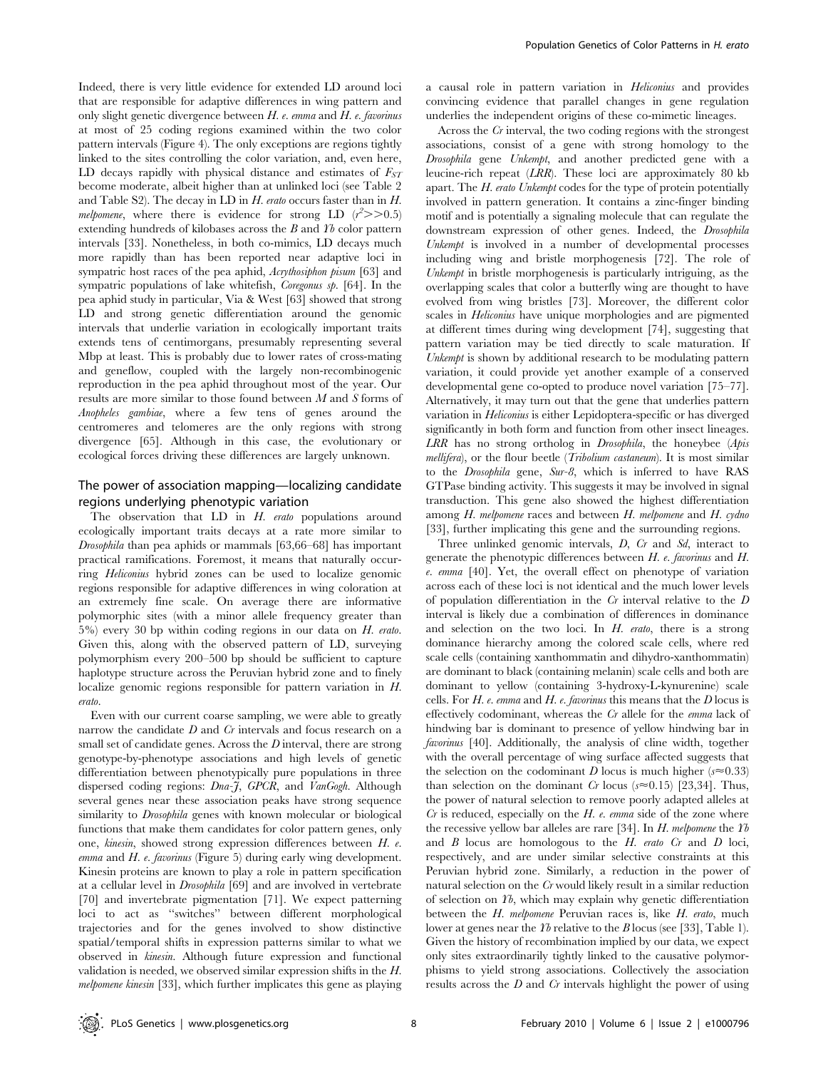Indeed, there is very little evidence for extended LD around loci that are responsible for adaptive differences in wing pattern and only slight genetic divergence between *H. e. emma* and *H. e. favorinus* at most of 25 coding regions examined within the two color pattern intervals (Figure 4). The only exceptions are regions tightly linked to the sites controlling the color variation, and, even here, LD decays rapidly with physical distance and estimates of $F_{ST}$ become moderate, albeit higher than at unlinked loci (see Table 2 and Table S2). The decay in LD in *H. erato* occurs faster than in *H. melpomene*, where there is evidence for strong LD ($r^2 \gg 0.5$) extending hundreds of kilobases across the *B* and *Yb* color pattern intervals [33]. Nonetheless, in both co-mimics, LD decays much more rapidly than has been reported near adaptive loci in sympatric host races of the pea aphid, *Acyrthosiphon pisum* [63] and sympatric populations of lake whitefish, *Coregonus sp.* [64]. In the pea aphid study in particular, Via & West [63] showed that strong LD and strong genetic differentiation around the genomic intervals that underlie variation in ecologically important traits extends tens of centimorgans, presumably representing several Mbp at least. This is probably due to lower rates of cross-mating and geneflow, coupled with the largely non-recombinogenic reproduction in the pea aphid throughout most of the year. Our results are more similar to those found between *M* and *S* forms of *Anopheles gambiae*, where a few tens of genes around the centromeres and telomeres are the only regions with strong divergence [65]. Although in this case, the evolutionary or ecological forces driving these differences are largely unknown.

## The power of association mapping—localizing candidate regions underlying phenotypic variation

The observation that LD in *H. erato* populations around ecologically important traits decays at a rate more similar to *Drosophila* than pea aphids or mammals [63,66–68] has important practical ramifications. Foremost, it means that naturally occurring *Heliconius* hybrid zones can be used to localize genomic regions responsible for adaptive differences in wing coloration at an extremely fine scale. On average there are informative polymorphic sites (with a minor allele frequency greater than 5%) every 30 bp within coding regions in our data on *H. erato*. Given this, along with the observed pattern of LD, surveying polymorphism every 200–500 bp should be sufficient to capture haplotype structure across the Peruvian hybrid zone and to finely localize genomic regions responsible for pattern variation in *H. erato*.

Even with our current coarse sampling, we were able to greatly narrow the candidate *D* and *Cr* intervals and focus research on a small set of candidate genes. Across the *D* interval, there are strong genotype-by-phenotype associations and high levels of genetic differentiation between phenotypically pure populations in three dispersed coding regions: *Dna-J*, *GPCR*, and *VanGogh*. Although several genes near these association peaks have strong sequence similarity to *Drosophila* genes with known molecular or biological functions that make them candidates for color pattern genes, only one, *kinesin*, showed strong expression differences between *H. e. emma* and *H. e. favorinus* (Figure 5) during early wing development. Kinesin proteins are known to play a role in pattern specification at a cellular level in *Drosophila* [69] and are involved in vertebrate [70] and invertebrate pigmentation [71]. We expect patterning loci to act as "switches" between different morphological trajectories and for the genes involved to show distinctive spatial/temporal shifts in expression patterns similar to what we observed in *kinesin*. Although future expression and functional validation is needed, we observed similar expression shifts in the *H. melpomene kinesin* [33], which further implicates this gene as playing a causal role in pattern variation in *Heliconius* and provides convincing evidence that parallel changes in gene regulation underlies the independent origins of these co-mimetic lineages.

Across the *Cr* interval, the two coding regions with the strongest associations, consist of a gene with strong homology to the *Drosophila* gene *Unkempt*, and another predicted gene with a leucine-rich repeat (*LRR*). These loci are approximately 80 kb apart. The *H. erato Unkempt* codes for the type of protein potentially involved in pattern generation. It contains a zinc-finger binding motif and is potentially a signaling molecule that can regulate the downstream expression of other genes. Indeed, the *Drosophila Unkempt* is involved in a number of developmental processes including wing and bristle morphogenesis [72]. The role of *Unkempt* in bristle morphogenesis is particularly intriguing, as the overlapping scales that color a butterfly wing are thought to have evolved from wing bristles [73]. Moreover, the different color scales in *Heliconius* have unique morphologies and are pigmented at different times during wing development [74], suggesting that pattern variation may be tied directly to scale maturation. If *Unkempt* is shown by additional research to be modulating pattern variation, it could provide yet another example of a conserved developmental gene co-opted to produce novel variation [75–77]. Alternatively, it may turn out that the gene that underlies pattern variation in *Heliconius* is either Lepidoptera-specific or has diverged significantly in both form and function from other insect lineages. *LRR* has no strong ortholog in *Drosophila*, the honeybee (*Apis mellifera*), or the flour beetle (*Tribolium castaneum*). It is most similar to the *Drosophila* gene, *Sur-8*, which is inferred to have RAS GTPase binding activity. This suggests it may be involved in signal transduction. This gene also showed the highest differentiation among *H. melpomene* races and between *H. melpomene* and *H. cydno* [33], further implicating this gene and the surrounding regions.

Three unlinked genomic intervals, *D*, *Cr* and *Sd*, interact to generate the phenotypic differences between *H. e. favorinus* and *H. e. emma* [40]. Yet, the overall effect on phenotype of variation across each of these loci is not identical and the much lower levels of population differentiation in the *Cr* interval relative to the *D* interval is likely due a combination of differences in dominance and selection on the two loci. In *H. erato*, there is a strong dominance hierarchy among the colored scale cells, where red scale cells (containing xanthommatin and dihydro-xanthommatin) are dominant to black (containing melanin) scale cells and both are dominant to yellow (containing 3-hydroxy-L-kynurenine) scale cells. For *H. e. emma* and *H. e. favorinus* this means that the *D* locus is effectively codominant, whereas the *Cr* allele for the *emma* lack of hindwing bar is dominant to presence of yellow hindwing bar in *favorinus* [40]. Additionally, the analysis of cline width, together with the overall percentage of wing surface affected suggests that the selection on the codominant *D* locus is much higher ($s \approx 0.33$) than selection on the dominant *Cr* locus ($s \approx 0.15$) [23,34]. Thus, the power of natural selection to remove poorly adapted alleles at *Cr* is reduced, especially on the *H. e. emma* side of the zone where the recessive yellow bar alleles are rare [34]. In *H. melpomene* the *Yb* and *B* locus are homologous to the *H. erato Cr* and *D* loci, respectively, and are under similar selective constraints at this Peruvian hybrid zone. Similarly, a reduction in the power of natural selection on the *Cr* would likely result in a similar reduction of selection on *Yb*, which may explain why genetic differentiation between the *H. melpomene* Peruvian races is, like *H. erato*, much lower at genes near the *Yb* relative to the *B* locus (see [33], Table 1). Given the history of recombination implied by our data, we expect only sites extraordinarily tightly linked to the causative polymorphisms to yield strong associations. Collectively the association results across the *D* and *Cr* intervals highlight the power of using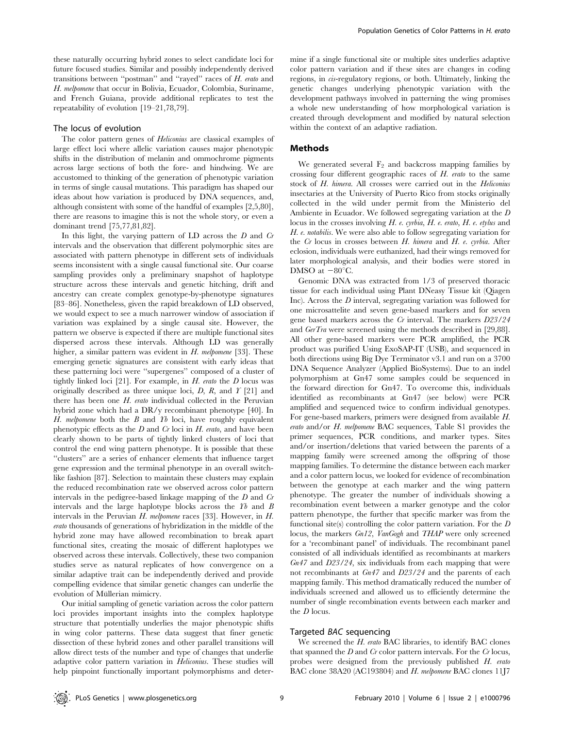these naturally occurring hybrid zones to select candidate loci for future focused studies. Similar and possibly independently derived transitions between "postman" and "rayed" races of *H. erato* and *H. melpomene* that occur in Bolivia, Ecuador, Colombia, Suriname, and French Guiana, provide additional replicates to test the repeatability of evolution [19–21,78,79].

### The locus of evolution

The color pattern genes of *Heliconius* are classical examples of large effect loci where allelic variation causes major phenotypic shifts in the distribution of melanin and ommochrome pigments across large sections of both the fore- and hindwing. We are accustomed to thinking of the generation of phenotypic variation in terms of single causal mutations. This paradigm has shaped our ideas about how variation is produced by DNA sequences, and, although consistent with some of the handful of examples [2,5,80], there are reasons to imagine this is not the whole story, or even a dominant trend [75,77,81,82].

In this light, the varying pattern of LD across the *D* and *Cr* intervals and the observation that different polymorphic sites are associated with pattern phenotype in different sets of individuals seems inconsistent with a single causal functional site. Our coarse sampling provides only a preliminary snapshot of haplotype structure across these intervals and genetic hitching, drift and ancestry can create complex genotype-by-phenotype signatures [83–86]. Nonetheless, given the rapid breakdown of LD observed, we would expect to see a much narrower window of association if variation was explained by a single causal site. However, the pattern we observe is expected if there are multiple functional sites dispersed across these intervals. Although LD was generally higher, a similar pattern was evident in *H. melpomene* [33]. These emerging genetic signatures are consistent with early ideas that these patterning loci were "supergenes" composed of a cluster of tightly linked loci [21]. For example, in *H. erato* the *D* locus was originally described as three unique loci, *D*, *R*, and *Y* [21] and there has been one *H. erato* individual collected in the Peruvian hybrid zone which had a DR/y recombinant phenotype [40]. In *H. melpomene* both the *B* and *Yb* loci, have roughly equivalent phenotypic effects as the *D* and *Cr* loci in *H. erato*, and have been clearly shown to be parts of tightly linked clusters of loci that control the end wing pattern phenotype. It is possible that these "clusters" are a series of enhancer elements that influence target gene expression and the terminal phenotype in an overall switch-like fashion [87]. Selection to maintain these clusters may explain the reduced recombination rate we observed across color pattern intervals in the pedigree-based linkage mapping of the *D* and *Cr* intervals and the large haplotype blocks across the *Yb* and *B* intervals in the Peruvian *H. melpomene* races [33]. However, in *H. erato* thousands of generations of hybridization in the middle of the hybrid zone may have allowed recombination to break apart functional sites, creating the mosaic of different haplotypes we observed across these intervals. Collectively, these two companion studies serve as natural replicates of how convergence on a similar adaptive trait can be independently derived and provide compelling evidence that similar genetic changes can underlie the evolution of Müllerian mimicry.

Our initial sampling of genetic variation across the color pattern loci provides important insights into the complex haplotype structure that potentially underlies the major phenotypic shifts in wing color patterns. These data suggest that finer genetic dissection of these hybrid zones and other parallel transitions will allow direct tests of the number and type of changes that underlie adaptive color pattern variation in *Heliconius*. These studies will help pinpoint functionally important polymorphisms and determine if a single functional site or multiple sites underlies adaptive color pattern variation and if these sites are changes in coding regions, in *cis*-regulatory regions, or both. Ultimately, linking the genetic changes underlying phenotypic variation with the development pathways involved in patterning the wing promises a whole new understanding of how morphological variation is created through development and modified by natural selection within the context of an adaptive radiation.

## Methods

We generated several $F_2$ and backcross mapping families by crossing four different geographic races of *H. erato* to the same stock of *H. himera*. All crosses were carried out in the *Heliconius* insectaries at the University of Puerto Rico from stocks originally collected in the wild under permit from the Ministerio del Ambiente in Ecuador. We followed segregating variation at the *D* locus in the crosses involving *H. e. cyrbia*, *H. e. erato*, *H. e. etylus* and *H. e. notabilis*. We were also able to follow segregating variation for the *Cr* locus in crosses between *H. himera* and *H. e. cyrbia*. After eclosion, individuals were euthanized, had their wings removed for later morphological analysis, and their bodies were stored in DMSO at $-80^{\circ}$C.

Genomic DNA was extracted from 1/3 of preserved thoracic tissue for each individual using Plant DNeasy Tissue kit (Qiagen Inc). Across the *D* interval, segregating variation was followed for one microsattelite and seven gene-based markers and for seven gene based markers across the *Cr* interval. The markers *D23/24* and *GerTra* were screened using the methods described in [29,88]. All other gene-based markers were PCR amplified, the PCR product was purified Using ExoSAP-IT (USB), and sequenced in both directions using Big Dye Terminator v3.1 and run on a 3700 DNA Sequence Analyzer (Applied BioSystems). Due to an indel polymorphism at Gn47 some samples could be sequenced in the forward direction for Gn47. To overcome this, individuals identified as recombinants at Gn47 (see below) were PCR amplified and sequenced twice to confirm individual genotypes. For gene-based markers, primers were designed from available *H. erato* and/or *H. melpomene* BAC sequences, Table S1 provides the primer sequences, PCR conditions, and marker types. Sites and/or insertion/deletions that varied between the parents of a mapping family were screened among the offspring of those mapping families. To determine the distance between each marker and a color pattern locus, we looked for evidence of recombination between the genotype at each marker and the wing pattern phenotype. The greater the number of individuals showing a recombination event between a marker genotype and the color pattern phenotype, the further that specific marker was from the functional site(s) controlling the color pattern variation. For the *D* locus, the markers *Gn12*, *VanGogh* and *THAP* were only screened for a 'recombinant panel' of individuals. The recombinant panel consisted of all individuals identified as recombinants at markers *Gn47* and *D23/24*, six individuals from each mapping that were not recombinants at *Gn47* and *D23/24* and the parents of each mapping family. This method dramatically reduced the number of individuals screened and allowed us to efficiently determine the number of single recombination events between each marker and the *D* locus.

### Targeted *BAC* sequencing

We screened the *H. erato* BAC libraries, to identify BAC clones that spanned the *D* and *Cr* color pattern intervals. For the *Cr* locus, probes were designed from the previously published *H. erato* BAC clone 38A20 (AC193804) and *H. melpomene* BAC clones 11J7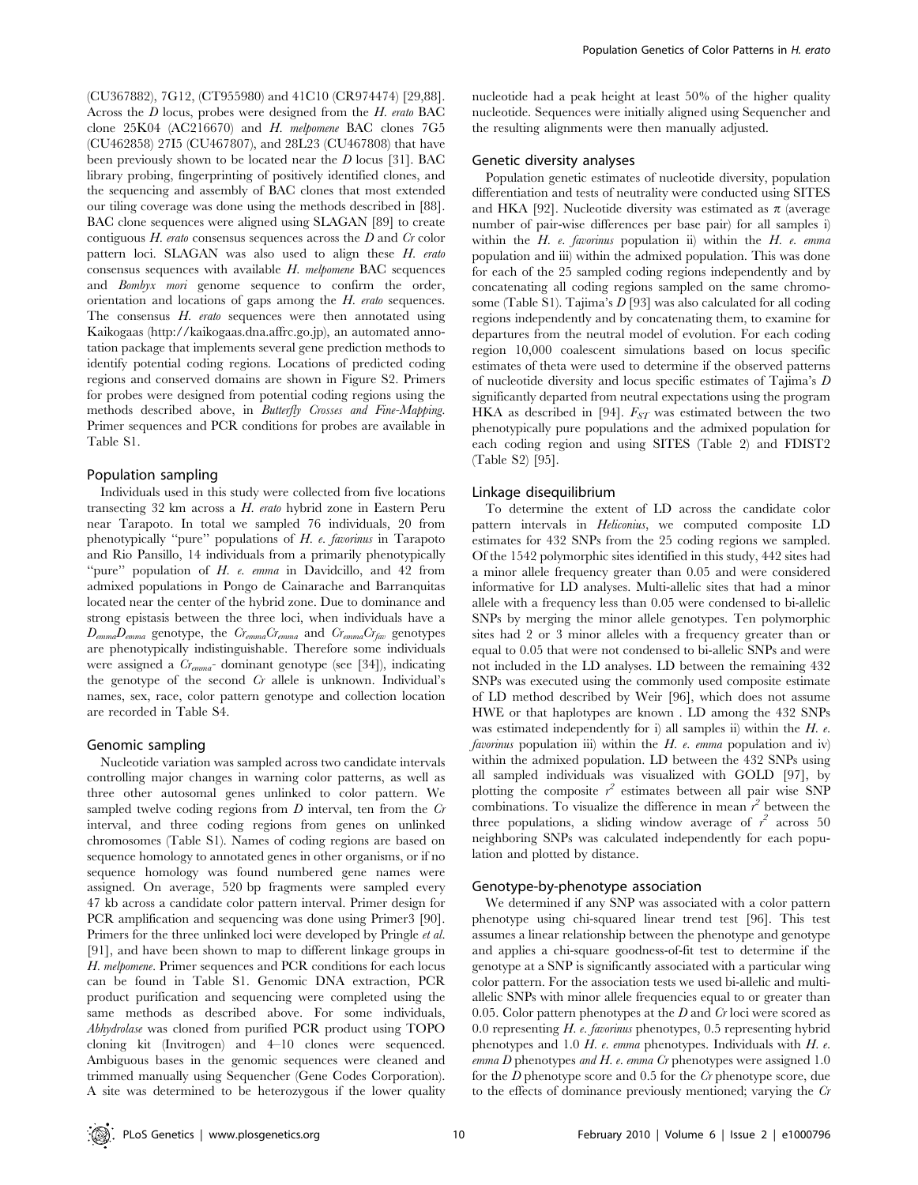(CU367882), 7G12, (CT955980) and 41C10 (CR974474) [29,88]. Across the *D* locus, probes were designed from the *H. erato* BAC clone 25K04 (AC216670) and *H. melpomene* BAC clones 7G5 (CU462858) 27I5 (CU467807), and 28L23 (CU467808) that have been previously shown to be located near the *D* locus [31]. BAC library probing, fingerprinting of positively identified clones, and the sequencing and assembly of BAC clones that most extended our tiling coverage was done using the methods described in [88]. BAC clone sequences were aligned using SLAGAN [89] to create contiguous *H. erato* consensus sequences across the *D* and *Cr* color pattern loci. SLAGAN was also used to align these *H. erato* consensus sequences with available *H. melpomene* BAC sequences and *Bombyx mori* genome sequence to confirm the order, orientation and locations of gaps among the *H. erato* sequences. The consensus *H. erato* sequences were then annotated using Kaikogaas (http://kaikogaas.dna.affrc.go.jp), an automated annotation package that implements several gene prediction methods to identify potential coding regions. Locations of predicted coding regions and conserved domains are shown in Figure S2. Primers for probes were designed from potential coding regions using the methods described above, in *Butterfly Crosses and Fine-Mapping*. Primer sequences and PCR conditions for probes are available in Table S1.

## Population sampling

Individuals used in this study were collected from five locations transecting 32 km across a *H. erato* hybrid zone in Eastern Peru near Tarapoto. In total we sampled 76 individuals, 20 from phenotypically "pure" populations of *H. e. favorinus* in Tarapoto and Rio Pansillo, 14 individuals from a primarily phenotypically "pure" population of *H. e. emma* in Davidcillo, and 42 from admixed populations in Pongo de Cainarache and Barranquitas located near the center of the hybrid zone. Due to dominance and strong epistasis between the three loci, when individuals have a $D_{emma}D_{emma}$ genotype, the $Cr_{emma}Cr_{emma}$ and $Cr_{emma}Cr_{fav}$ genotypes are phenotypically indistinguishable. Therefore some individuals were assigned a $Cr_{emma}$- dominant genotype (see [34]), indicating the genotype of the second *Cr* allele is unknown. Individual's names, sex, race, color pattern genotype and collection location are recorded in Table S4.

## Genomic sampling

Nucleotide variation was sampled across two candidate intervals controlling major changes in warning color patterns, as well as three other autosomal genes unlinked to color pattern. We sampled twelve coding regions from *D* interval, ten from the *Cr* interval, and three coding regions from genes on unlinked chromosomes (Table S1). Names of coding regions are based on sequence homology to annotated genes in other organisms, or if no sequence homology was found numbered gene names were assigned. On average, 520 bp fragments were sampled every 47 kb across a candidate color pattern interval. Primer design for PCR amplification and sequencing was done using Primer3 [90]. Primers for the three unlinked loci were developed by Pringle *et al.* [91], and have been shown to map to different linkage groups in *H. melpomene*. Primer sequences and PCR conditions for each locus can be found in Table S1. Genomic DNA extraction, PCR product purification and sequencing were completed using the same methods as described above. For some individuals, *Abhydrolase* was cloned from purified PCR product using TOPO cloning kit (Invitrogen) and 4–10 clones were sequenced. Ambiguous bases in the genomic sequences were cleaned and trimmed manually using Sequencher (Gene Codes Corporation). A site was determined to be heterozygous if the lower quality nucleotide had a peak height at least 50% of the higher quality nucleotide. Sequences were initially aligned using Sequencher and the resulting alignments were then manually adjusted.

## Genetic diversity analyses

Population genetic estimates of nucleotide diversity, population differentiation and tests of neutrality were conducted using SITES and HKA [92]. Nucleotide diversity was estimated as $\pi$ (average number of pair-wise differences per base pair) for all samples i) within the *H. e. favorinus* population ii) within the *H. e. emma* population and iii) within the admixed population. This was done for each of the 25 sampled coding regions independently and by concatenating all coding regions sampled on the same chromosome (Table S1). Tajima's *D* [93] was also calculated for all coding regions independently and by concatenating them, to examine for departures from the neutral model of evolution. For each coding region 10,000 coalescent simulations based on locus specific estimates of theta were used to determine if the observed patterns of nucleotide diversity and locus specific estimates of Tajima's *D* significantly departed from neutral expectations using the program HKA as described in [94]. $F_{ST}$ was estimated between the two phenotypically pure populations and the admixed population for each coding region and using SITES (Table 2) and FDIST2 (Table S2) [95].

## Linkage disequilibrium

To determine the extent of LD across the candidate color pattern intervals in *Heliconius*, we computed composite LD estimates for 432 SNPs from the 25 coding regions we sampled. Of the 1542 polymorphic sites identified in this study, 442 sites had a minor allele frequency greater than 0.05 and were considered informative for LD analyses. Multi-allelic sites that had a minor allele with a frequency less than 0.05 were condensed to bi-allelic SNPs by merging the minor allele genotypes. Ten polymorphic sites had 2 or 3 minor alleles with a frequency greater than or equal to 0.05 that were not condensed to bi-allelic SNPs and were not included in the LD analyses. LD between the remaining 432 SNPs was executed using the commonly used composite estimate of LD method described by Weir [96], which does not assume HWE or that haplotypes are known . LD among the 432 SNPs was estimated independently for i) all samples ii) within the *H. e. favorinus* population iii) within the *H. e. emma* population and iv) within the admixed population. LD between the 432 SNPs using all sampled individuals was visualized with GOLD [97], by plotting the composite $r^2$ estimates between all pair wise SNP combinations. To visualize the difference in mean $r^2$ between the three populations, a sliding window average of $r^2$ across 50 neighboring SNPs was calculated independently for each population and plotted by distance.

## Genotype-by-phenotype association

We determined if any SNP was associated with a color pattern phenotype using chi-squared linear trend test [96]. This test assumes a linear relationship between the phenotype and genotype and applies a chi-square goodness-of-fit test to determine if the genotype at a SNP is significantly associated with a particular wing color pattern. For the association tests we used bi-allelic and multi-allelic SNPs with minor allele frequencies equal to or greater than 0.05. Color pattern phenotypes at the *D* and *Cr* loci were scored as 0.0 representing *H. e. favorinus* phenotypes, 0.5 representing hybrid phenotypes and 1.0 *H. e. emma* phenotypes. Individuals with *H. e. emma D* phenotypes *and H. e. emma Cr* phenotypes were assigned 1.0 for the *D* phenotype score and 0.5 for the *Cr* phenotype score, due to the effects of dominance previously mentioned; varying the *Cr*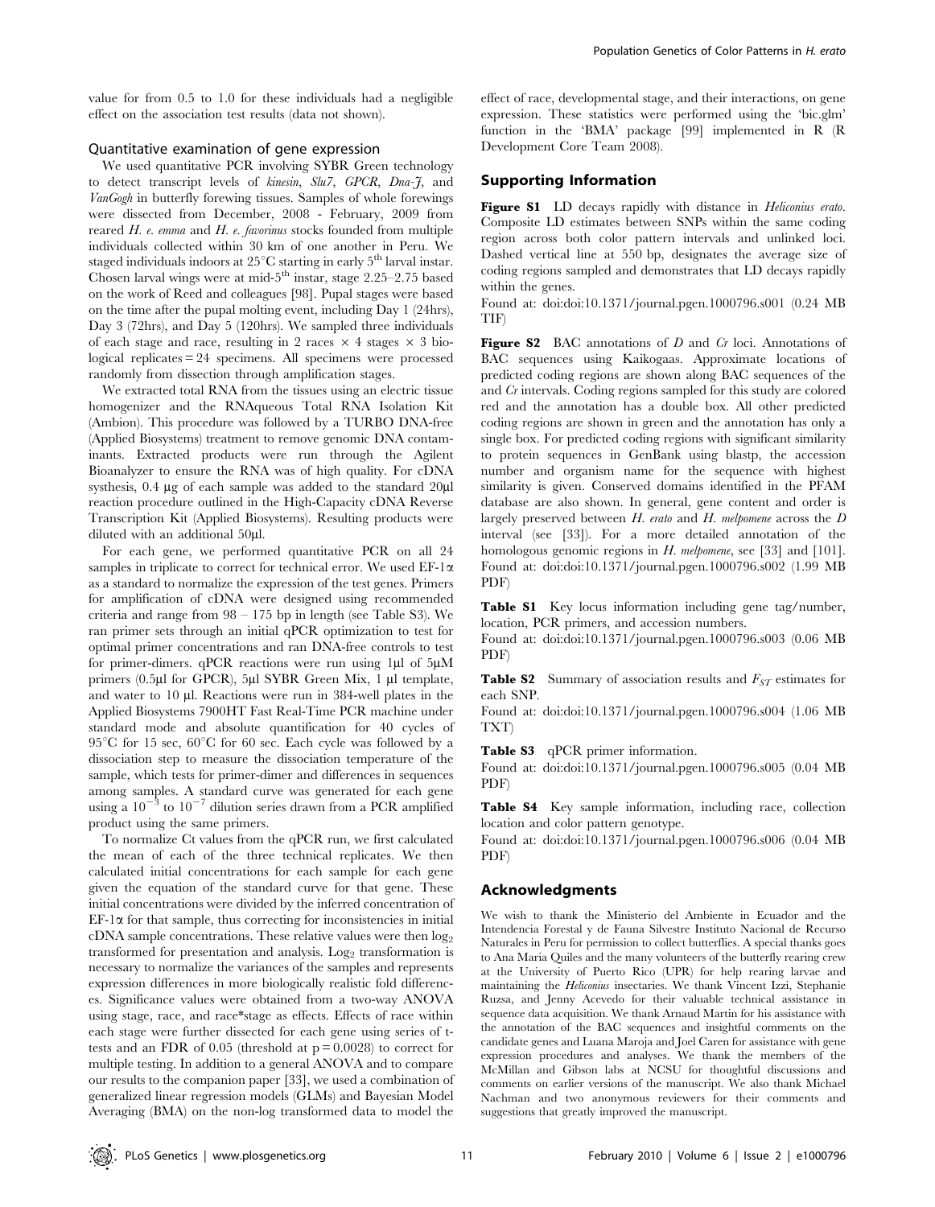value for from 0.5 to 1.0 for these individuals had a negligible effect on the association test results (data not shown).

### Quantitative examination of gene expression

We used quantitative PCR involving SYBR Green technology to detect transcript levels of *kinesin*, *Slu7*, *GPCR*, *Dna-J*, and *VanGogh* in butterfly forewing tissues. Samples of whole forewings were dissected from December, 2008 - February, 2009 from reared *H. e. emma* and *H. e. favorinus* stocks founded from multiple individuals collected within 30 km of one another in Peru. We staged individuals indoors at 25°C starting in early 5[th] larval instar. Chosen larval wings were at mid-5[th] instar, stage 2.25–2.75 based on the work of Reed and colleagues [98]. Pupal stages were based on the time after the pupal molting event, including Day 1 (24hrs), Day 3 (72hrs), and Day 5 (120hrs). We sampled three individuals of each stage and race, resulting in 2 races × 4 stages × 3 biological replicates = 24 specimens. All specimens were processed randomly from dissection through amplification stages.

We extracted total RNA from the tissues using an electric tissue homogenizer and the RNAqueous Total RNA Isolation Kit (Ambion). This procedure was followed by a TURBO DNA-free (Applied Biosystems) treatment to remove genomic DNA contaminants. Extracted products were run through the Agilent Bioanalyzer to ensure the RNA was of high quality. For cDNA systhesis, 0.4 µg of each sample was added to the standard 20µl reaction procedure outlined in the High-Capacity cDNA Reverse Transcription Kit (Applied Biosystems). Resulting products were diluted with an additional 50µl.

For each gene, we performed quantitative PCR on all 24 samples in triplicate to correct for technical error. We used EF-1α as a standard to normalize the expression of the test genes. Primers for amplification of cDNA were designed using recommended criteria and range from 98 – 175 bp in length (see Table S3). We ran primer sets through an initial qPCR optimization to test for optimal primer concentrations and ran DNA-free controls to test for primer-dimers. qPCR reactions were run using 1µl of 5µM primers (0.5µl for GPCR), 5µl SYBR Green Mix, 1 µl template, and water to 10 µl. Reactions were run in 384-well plates in the Applied Biosystems 7900HT Fast Real-Time PCR machine under standard mode and absolute quantification for 40 cycles of 95°C for 15 sec, 60°C for 60 sec. Each cycle was followed by a dissociation step to measure the dissociation temperature of the sample, which tests for primer-dimer and differences in sequences among samples. A standard curve was generated for each gene using a $10^{-3}$ to $10^{-7}$ dilution series drawn from a PCR amplified product using the same primers.

To normalize Ct values from the qPCR run, we first calculated the mean of each of the three technical replicates. We then calculated initial concentrations for each sample for each gene given the equation of the standard curve for that gene. These initial concentrations were divided by the inferred concentration of EF-1α for that sample, thus correcting for inconsistencies in initial cDNA sample concentrations. These relative values were then $\log_2$ transformed for presentation and analysis. $\mathrm{Log}_2$ transformation is necessary to normalize the variances of the samples and represents expression differences in more biologically realistic fold differences. Significance values were obtained from a two-way ANOVA using stage, race, and race*stage as effects. Effects of race within each stage were further dissected for each gene using series of t-tests and an FDR of 0.05 (threshold at $p = 0.0028$) to correct for multiple testing. In addition to a general ANOVA and to compare our results to the companion paper [33], we used a combination of generalized linear regression models (GLMs) and Bayesian Model Averaging (BMA) on the non-log transformed data to model the effect of race, developmental stage, and their interactions, on gene expression. These statistics were performed using the 'bic.glm' function in the 'BMA' package [99] implemented in R (R Development Core Team 2008).

## Supporting Information

**Figure S1** LD decays rapidly with distance in *Heliconius erato*. Composite LD estimates between SNPs within the same coding region across both color pattern intervals and unlinked loci. Dashed vertical line at 550 bp, designates the average size of coding regions sampled and demonstrates that LD decays rapidly within the genes.
Found at: doi:doi:10.1371/journal.pgen.1000796.s001 (0.24 MB TIF)

**Figure S2** BAC annotations of *D* and *Cr* loci. Annotations of BAC sequences using Kaikogaas. Approximate locations of predicted coding regions are shown along BAC sequences of the and *Cr* intervals. Coding regions sampled for this study are colored red and the annotation has a double box. All other predicted coding regions are shown in green and the annotation has only a single box. For predicted coding regions with significant similarity to protein sequences in GenBank using blastp, the accession number and organism name for the sequence with highest similarity is given. Conserved domains identified in the PFAM database are also shown. In general, gene content and order is largely preserved between *H. erato* and *H. melpomene* across the *D* interval (see [33]). For a more detailed annotation of the homologous genomic regions in *H. melpomene*, see [33] and [101].
Found at: doi:doi:10.1371/journal.pgen.1000796.s002 (1.99 MB PDF)

**Table S1** Key locus information including gene tag/number, location, PCR primers, and accession numbers.
Found at: doi:doi:10.1371/journal.pgen.1000796.s003 (0.06 MB PDF)

**Table S2** Summary of association results and $F_{ST}$ estimates for each SNP.
Found at: doi:doi:10.1371/journal.pgen.1000796.s004 (1.06 MB TXT)

**Table S3** qPCR primer information.
Found at: doi:doi:10.1371/journal.pgen.1000796.s005 (0.04 MB PDF)

**Table S4** Key sample information, including race, collection location and color pattern genotype.
Found at: doi:doi:10.1371/journal.pgen.1000796.s006 (0.04 MB PDF)

## Acknowledgments

We wish to thank the Ministerio del Ambiente in Ecuador and the Intendencia Forestal y de Fauna Silvestre Instituto Nacional de Recurso Naturales in Peru for permission to collect butterflies. A special thanks goes to Ana Maria Quiles and the many volunteers of the butterfly rearing crew at the University of Puerto Rico (UPR) for help rearing larvae and maintaining the *Heliconius* insectaries. We thank Vincent Izzi, Stephanie Ruzsa, and Jenny Acevedo for their valuable technical assistance in sequence data acquisition. We thank Arnaud Martin for his assistance with the annotation of the BAC sequences and insightful comments on the candidate genes and Luana Maroja and Joel Caren for assistance with gene expression procedures and analyses. We thank the members of the McMillan and Gibson labs at NCSU for thoughtful discussions and comments on earlier versions of the manuscript. We also thank Michael Nachman and two anonymous reviewers for their comments and suggestions that greatly improved the manuscript.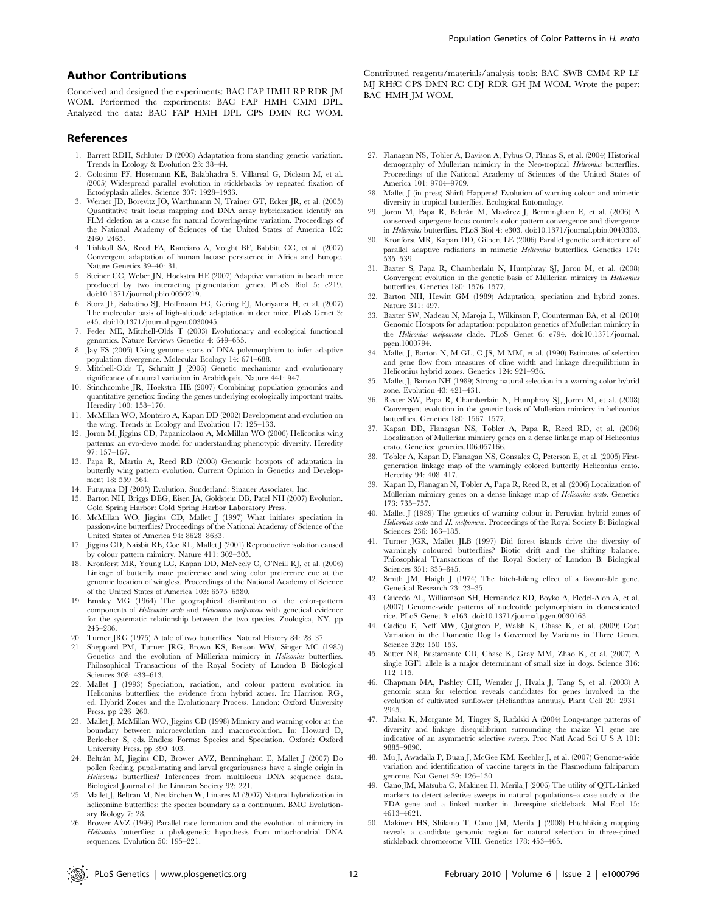## Author Contributions

Conceived and designed the experiments: BAC FAP HMH RP RDR JM WOM. Performed the experiments: BAC FAP HMH CMM DPL. Analyzed the data: BAC FAP HMH DPL CPS DMN RC WOM. Contributed reagents/materials/analysis tools: BAC SWB CMM RP LF MJ RHfC CPS DMN RC CDJ RDR GH JM WOM. Wrote the paper: BAC HMH JM WOM.

## References

1. Barrett RDH, Schluter D (2008) Adaptation from standing genetic variation. Trends in Ecology & Evolution 23: 38–44.
2. Colosimo PF, Hosemann KE, Balabhadra S, Villareal G, Dickson M, et al. (2005) Widespread parallel evolution in sticklebacks by repeated fixation of Ectodyplasin alleles. Science 307: 1928–1933.
3. Werner JD, Borevitz JO, Warthmann N, Trainer GT, Ecker JR, et al. (2005) Quantitative trait locus mapping and DNA array hybridization identify an FLM deletion as a cause for natural flowering-time variation. Proceedings of the National Academy of Sciences of the United States of America 102: 2460–2465.
4. Tishkoff SA, Reed FA, Ranciaro A, Voight BF, Babbitt CC, et al. (2007) Convergent adaptation of human lactase persistence in Africa and Europe. Nature Genetics 39–40: 31.
5. Steiner CC, Weber JN, Hoekstra HE (2007) Adaptive variation in beach mice produced by two interacting pigmentation genes. PLoS Biol 5: e219. doi:10.1371/journal.pbio.0050219.
6. Storz JF, Sabatino SJ, Hoffmann FG, Gering EJ, Moriyama H, et al. (2007) The molecular basis of high-altitude adaptation in deer mice. PLoS Genet 3: e45. doi:10.1371/journal.pgen.0030045.
7. Feder ME, Mitchell-Olds T (2003) Evolutionary and ecological functional genomics. Nature Reviews Genetics 4: 649–655.
8. Jay FS (2005) Using genome scans of DNA polymorphism to infer adaptive population divergence. Molecular Ecology 14: 671–688.
9. Mitchell-Olds T, Schmitt J (2006) Genetic mechanisms and evolutionary significance of natural variation in Arabidopsis. Nature 441: 947.
10. Stinchcombe JR, Hoekstra HE (2007) Combining population genomics and quantitative genetics: finding the genes underlying ecologically important traits. Heredity 100: 158–170.
11. McMillan WO, Monteiro A, Kapan DD (2002) Development and evolution on the wing. Trends in Ecology and Evolution 17: 125–133.
12. Joron M, Jiggins CD, Papanicolaou A, McMillan WO (2006) Heliconius wing patterns: an evo-devo model for understanding phenotypic diversity. Heredity 97: 157–167.
13. Papa R, Martin A, Reed RD (2008) Genomic hotspots of adaptation in butterfly wing pattern evolution. Current Opinion in Genetics and Development 18: 559–564.
14. Futuyma DJ (2005) Evolution. Sunderland: Sinauer Associates, Inc.
15. Barton NH, Briggs DEG, Eisen JA, Goldstein DB, Patel NH (2007) Evolution. Cold Spring Harbor: Cold Spring Harbor Laboratory Press.
16. McMillan WO, Jiggins CD, Mallet J (1997) What initiates speciation in passion-vine butterflies? Proceedings of the National Academy of Science of the United States of America 94: 8628–8633.
17. Jiggins CD, Naisbit RE, Coe RL, Mallet J (2001) Reproductive isolation caused by colour pattern mimicry. Nature 411: 302–305.
18. Kronforst MR, Young LG, Kapan DD, McNeely C, O'Neill RJ, et al. (2006) Linkage of butterfly mate preference and wing color preference cue at the genomic location of wingless. Proceedings of the National Academy of Science of the United States of America 103: 6575–6580.
19. Emsley MG (1964) The geographical distribution of the color-pattern components of *Heliconius erato* and *Heliconius melpomene* with genetical evidence for the systematic relationship between the two species. Zoologica, NY. pp 245–286.
20. Turner JRG (1975) A tale of two butterflies. Natural History 84: 28–37.
21. Sheppard PM, Turner JRG, Brown KS, Benson WW, Singer MC (1985) Genetics and the evolution of Müllerian mimicry in *Heliconius* butterflies. Philosophical Transactions of the Royal Society of London B Biological Sciences 308: 433–613.
22. Mallet J (1993) Speciation, raciation, and colour pattern evolution in Heliconius butterflies: the evidence from hybrid zones. In: Harrison RG, ed. Hybrid Zones and the Evolutionary Process. London: Oxford University Press. pp 226–260.
23. Mallet J, McMillan WO, Jiggins CD (1998) Mimicry and warning color at the boundary between microevolution and macroevolution. In: Howard D, Berlocher S, eds. Endless Forms: Species and Speciation. Oxford: Oxford University Press. pp 390–403.
24. Beltrán M, Jiggins CD, Brower AVZ, Bermingham E, Mallet J (2007) Do pollen feeding, pupal-mating and larval gregariousness have a single origin in *Heliconius* butterflies? Inferences from multilocus DNA sequence data. Biological Journal of the Linnean Society 92: 221.
25. Mallet J, Beltran M, Neukirchen W, Linares M (2007) Natural hybridization in heliconiine butterflies: the species boundary as a continuum. BMC Evolutionary Biology 7: 28.
26. Brower AVZ (1996) Parallel race formation and the evolution of mimicry in *Heliconius* butterflies: a phylogenetic hypothesis from mitochondrial DNA sequences. Evolution 50: 195–221.
27. Flanagan NS, Tobler A, Davison A, Pybus O, Planas S, et al. (2004) Historical demography of Müllerian mimicry in the Neo-tropical *Heliconius* butterflies. Proceedings of the National Academy of Sciences of the United States of America 101: 9704–9709.
28. Mallet J (in press) Shirft Happens! Evolution of warning colour and mimetic diversity in tropical butterflies. Ecological Entomology.
29. Joron M, Papa R, Beltrán M, Mavárez J, Bermingham E, et al. (2006) A conserved supergene locus controls color pattern convergence and divergence in *Heliconius* butterflies. PLoS Biol 4: e303. doi:10.1371/journal.pbio.0040303.
30. Kronforst MR, Kapan DD, Gilbert LE (2006) Parallel genetic architecture of parallel adaptive radiations in mimetic *Heliconius* butterflies. Genetics 174: 535–539.
31. Baxter S, Papa R, Chamberlain N, Humphray SJ, Joron M, et al. (2008) Convergent evolution in the genetic basis of Müllerian mimicry in *Heliconius* butterflies. Genetics 180: 1576–1577.
32. Barton NH, Hewitt GM (1989) Adaptation, speciation and hybrid zones. Nature 341: 497.
33. Baxter SW, Nadeau N, Maroja L, Wilkinson P, Counterman BA, et al. (2010) Genomic Hotspots for adaptation: populaiton genetics of Mullerian mimicry in the *Heliconius melpomene* clade. PLoS Genet 6: e794. doi:10.1371/journal.pgen.1000794.
34. Mallet J, Barton N, M GL, C JS, M MM, et al. (1990) Estimates of selection and gene flow from measures of cline width and linkage disequilibrium in Heliconius hybrid zones. Genetics 124: 921–936.
35. Mallet J, Barton NH (1989) Strong natural selection in a warning color hybrid zone. Evolution 43: 421–431.
36. Baxter SW, Papa R, Chamberlain N, Humphray SJ, Joron M, et al. (2008) Convergent evolution in the genetic basis of Mullerian mimicry in heliconius butterflies. Genetics 180: 1567–1577.
37. Kapan DD, Flanagan NS, Tobler A, Papa R, Reed RD, et al. (2006) Localization of Mullerian mimicry genes on a dense linkage map of Heliconius erato. Genetics: genetics.106.057166.
38. Tobler A, Kapan D, Flanagan NS, Gonzalez C, Peterson E, et al. (2005) First-generation linkage map of the warningly colored butterfly Heliconius erato. Heredity 94: 408–417.
39. Kapan D, Flanagan N, Tobler A, Papa R, Reed R, et al. (2006) Localization of Müllerian mimicry genes on a dense linkage map of *Heliconius erato*. Genetics 173: 735–757.
40. Mallet J (1989) The genetics of warning colour in Peruvian hybrid zones of *Heliconius erato* and *H. melpomene*. Proceedings of the Royal Society B: Biological Sciences 236: 163–185.
41. Turner JGR, Mallet JLB (1997) Did forest islands drive the diversity of warningly coloured butterflies? Biotic drift and the shifting balance. Philosophical Transactions of the Royal Society of London B: Biological Sciences 351: 835–845.
42. Smith JM, Haigh J (1974) The hitch-hiking effect of a favourable gene. Genetical Research 23: 23–35.
43. Caicedo AL, Williamson SH, Hernandez RD, Boyko A, Fledel-Alon A, et al. (2007) Genome-wide patterns of nucleotide polymorphism in domesticated rice. PLoS Genet 3: e163. doi:10.1371/journal.pgen.0030163.
44. Cadieu E, Neff MW, Quignon P, Walsh K, Chase K, et al. (2009) Coat Variation in the Domestic Dog Is Governed by Variants in Three Genes. Science 326: 150–153.
45. Sutter NB, Bustamante CD, Chase K, Gray MM, Zhao K, et al. (2007) A single IGF1 allele is a major determinant of small size in dogs. Science 316: 112–115.
46. Chapman MA, Pashley CH, Wenzler J, Hvala J, Tang S, et al. (2008) A genomic scan for selection reveals candidates for genes involved in the evolution of cultivated sunflower (Helianthus annuus). Plant Cell 20: 2931–2945.
47. Palaisa K, Morgante M, Tingey S, Rafalski A (2004) Long-range patterns of diversity and linkage disequilibrium surrounding the maize Y1 gene are indicative of an asymmetric selective sweep. Proc Natl Acad Sci U S A 101: 9885–9890.
48. Mu J, Awadalla P, Duan J, McGee KM, Keebler J, et al. (2007) Genome-wide variation and identification of vaccine targets in the Plasmodium falciparum genome. Nat Genet 39: 126–130.
49. Cano JM, Matsuba C, Makinen H, Merila J (2006) The utility of QTL-Linked markers to detect selective sweeps in natural populations–a case study of the EDA gene and a linked marker in threespine stickleback. Mol Ecol 15: 4613–4621.
50. Makinen HS, Shikano T, Cano JM, Merila J (2008) Hitchhiking mapping reveals a candidate genomic region for natural selection in three-spined stickleback chromosome VIII. Genetics 178: 453–465.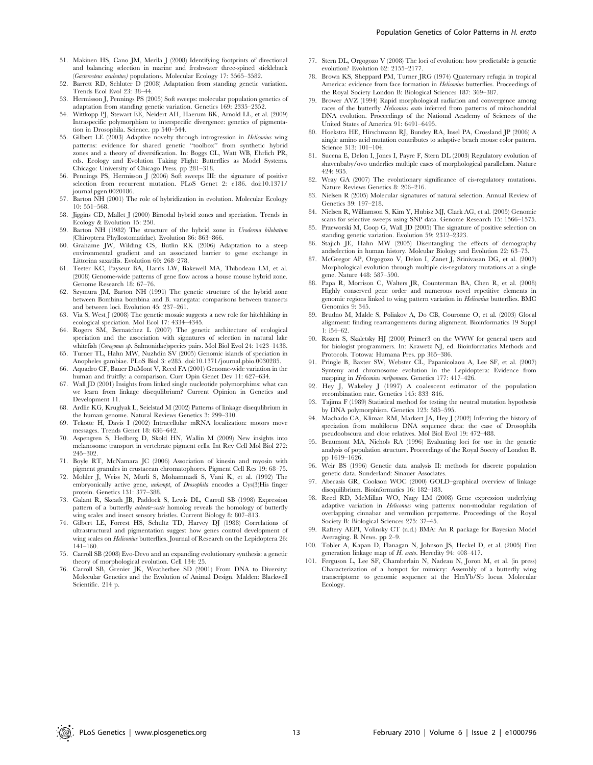51. Makinen HS, Cano JM, Merila J (2008) Identifying footprints of directional and balancing selection in marine and freshwater three-spined stickleback (*Gasterosteus aculeatus*) populations. Molecular Ecology 17: 3565–3582.
52. Barrett RD, Schluter D (2008) Adaptation from standing genetic variation. Trends Ecol Evol 23: 38–44.
53. Hermisson J, Pennings PS (2005) Soft sweeps: molecular population genetics of adaptation from standing genetic variation. Genetics 169: 2335–2352.
54. Wittkopp PJ, Stewart EE, Neidert AH, Haerum BK, Arnold LL, et al. (2009) Intraspecific polymorphism to interspecific divergence: genetics of pigmentation in Drosophila. Science. pp 540–544.
55. Gilbert LE (2003) Adaptive novelty through introgression in *Heliconius* wing patterns: evidence for shared genetic ''toolbox'' from synthetic hybrid zones and a theory of diversification. In: Boggs CL, Watt WB, Ehrlich PR, eds. Ecology and Evolution Taking Flight: Butterflies as Model Systems. Chicago: University of Chicago Press. pp 281–318.
56. Pennings PS, Hermisson J (2006) Soft sweeps III: the signature of positive selection from recurrent mutation. PLoS Genet 2: e186. doi:10.1371/journal.pgen.0020186.
57. Barton NH (2001) The role of hybridization in evolution. Molecular Ecology 10: 551–568.
58. Jiggins CD, Mallet J (2000) Bimodal hybrid zones and speciation. Trends in Ecology & Evolution 15: 250.
59. Barton NH (1982) The structure of the hybrid zone in *Uroderma bilobatum* (Chiroptera Phyllostomatidae). Evolution 86: 863–866.
60. Grahame JW, Wilding CS, Butlin RK (2006) Adaptation to a steep environmental gradient and an associated barrier to gene exchange in Littorina saxatilis. Evolution 60: 268–278.
61. Teeter KC, Payseur BA, Harris LW, Bakewell MA, Thibodeau LM, et al. (2008) Genome-wide patterns of gene flow across a house mouse hybrid zone. Genome Research 18: 67–76.
62. Szymura JM, Barton NH (1991) The genetic structure of the hybrid zone between Bombina bombina and B. variegata: comparisons between transects and between loci. Evolution 45: 237–261.
63. Via S, West J (2008) The genetic mosaic suggests a new role for hitchhiking in ecological speciation. Mol Ecol 17: 4334–4345.
64. Rogers SM, Bernatchez L (2007) The genetic architecture of ecological speciation and the association with signatures of selection in natural lake whitefish (*Coregonus sp*. Salmonidae)species pairs. Mol Biol Evol 24: 1423–1438.
65. Turner TL, Hahn MW, Nuzhdin SV (2005) Genomic islands of speciation in Anopheles gambiae. PLoS Biol 3: e285. doi:10.1371/journal.pbio.0030285.
66. Aquadro CF, Bauer DuMont V, Reed FA (2001) Genome-wide variation in the human and fruitfly: a comparison. Curr Opin Genet Dev 11: 627–634.
67. Wall JD (2001) Insights from linked single nucleotide polymorphisms: what can we learn from linkage disequlibrium? Current Opinion in Genetics and Development 11.
68. Ardlie KG, Kruglyak L, Seielstad M (2002) Patterns of linkage disequilibrium in the human genome. Natural Reviews Genetics 3: 299–310.
69. Tekotte H, Davis I (2002) Intracellular mRNA localization: motors move messages. Trends Genet 18: 636–642.
70. Aspengren S, Hedberg D, Skold HN, Wallin M (2009) New insights into melanosome transport in vertebrate pigment cells. Int Rev Cell Mol Biol 272: 245–302.
71. Boyle RT, McNamara JC (2006) Association of kinesin and myosin with pigment granules in crustacean chromatophores. Pigment Cell Res 19: 68–75.
72. Mohler J, Weiss N, Murli S, Mohammadi S, Vani K, et al. (1992) The embryonically active gene, *unkempt*, of *Drosophila* encodes a Cys(3)His finger protein. Genetics 131: 377–388.
73. Galant R, Skeath JB, Paddock S, Lewis DL, Carroll SB (1998) Expression pattern of a butterfly *achaete-scute* homolog reveals the homology of butterfly wing scales and insect sensory bristles. Current Biology 8: 807–813.
74. Gilbert LE, Forrest HS, Schultz TD, Harvey DJ (1988) Correlations of ultrastructural and pigmentation suggest how genes control development of wing scales on *Heliconius* butterflies. Journal of Research on the Lepidoptera 26: 141–160.
75. Carroll SB (2008) Evo-Devo and an expanding evolutionary synthesis: a genetic theory of morphological evolution. Cell 134: 25.
76. Carroll SB, Grenier JK, Weatherbee SD (2001) From DNA to Diversity: Molecular Genetics and the Evolution of Animal Design. Malden: Blackwell Scientific. 214 p.
77. Stern DL, Orgogozo V (2008) The loci of evolution: how predictable is genetic evolution? Evolution 62: 2155–2177.
78. Brown KS, Sheppard PM, Turner JRG (1974) Quaternary refugia in tropical America: evidence from face formation in *Heliconius* butterflies. Proceedings of the Royal Society London B: Biological Sciences 187: 369–387.
79. Brower AVZ (1994) Rapid morphological radiation and convergence among races of the butterfly *Heliconius erato* inferred from patterns of mitochondrial DNA evolution. Proceedings of the National Academy of Sciences of the United States of America 91: 6491–6495.
80. Hoekstra HE, Hirschmann RJ, Bundey RA, Insel PA, Crossland JP (2006) A aingle amino acid mutation contributes to adaptive beach mouse color pattern. Science 313: 101–104.
81. Sucena E, Delon I, Jones I, Payre F, Stern DL (2003) Regulatory evolution of shavenbaby/ovo underlies multiple cases of morphological parallelism. Nature 424: 935.
82. Wray GA (2007) The evolutionary significance of cis-regulatory mutations. Nature Reviews Genetics 8: 206–216.
83. Nielsen R (2005) Molecular signatures of natural selection. Annual Review of Genetics 39: 197–218.
84. Nielsen R, Williamson S, Kim Y, Hubisz MJ, Clark AG, et al. (2005) Genomic scans for selective sweeps using SNP data. Genome Research 15: 1566–1575.
85. Przeworski M, Coop G, Wall JD (2005) The signature of positive selection on standing genetic variation. Evolution 59: 2312–2323.
86. Stajich JE, Hahn MW (2005) Disentangling the effects of demography andselection in human history. Moleular Biology and Evolution 22: 63–73.
87. McGregor AP, Orgogozo V, Delon I, Zanet J, Srinivasan DG, et al. (2007) Morphological evolution through multiple cis-regulatory mutations at a single gene. Nature 448: 587–590.
88. Papa R, Morrison C, Walters JR, Counterman BA, Chen R, et al. (2008) Highly conserved gene order and numerous novel repetitive elements in genomic regions linked to wing pattern variation in *Heliconius* butterflies. BMC Genomics 9: 345.
89. Brudno M, Malde S, Poliakov A, Do CB, Couronne O, et al. (2003) Glocal alignment: finding rearrangements during alignment. Bioinformatics 19 Suppl 1: i54–62.
90. Rozen S, Skaletsky HJ (2000) Primer3 on the WWW for general users and for biologist programmers. In: Krawetz NJ, ed. Bioinformatics Methods and Protocols. Totowa: Humana Pres. pp 365–386.
91. Pringle B, Baxter SW, Webster CL, Papanicolaou A, Lee SF, et al. (2007) Synteny and chromosome evolution in the Lepidoptera: Evidence from mapping in *Heliconius melpomene*. Genetics 177: 417–426.
92. Hey J, Wakeley J (1997) A coalescent estimator of the population recombination rate. Genetics 145: 833–846.
93. Tajima F (1989) Statistical method for testing the neutral mutation hypothesis by DNA polymorphism. Genetics 123: 585–595.
94. Machado CA, Kliman RM, Markert JA, Hey J (2002) Inferring the history of speciation from multilocus DNA sequence data: the case of Drosophila pseudoobscura and close relatives. Mol Biol Evol 19: 472–488.
95. Beaumont MA, Nichols RA (1996) Evaluating loci for use in the genetic analysis of population structure. Proceedings of the Royal Socety of London B. pp 1619–1626.
96. Weir BS (1996) Genetic data analysis II: methods for discrete population genetic data. Sunderland: Sinauer Associates.
97. Abecasis GR, Cookson WOC (2000) GOLD–graphical overview of linkage disequilibrium. Bioinformatics 16: 182–183.
98. Reed RD, McMillan WO, Nagy LM (2008) Gene expression underlying adaptive variation in *Heliconius* wing patterns: non-modular regulation of overlapping cinnabar and vermilion prepatterns. Proceedings of the Royal Society B: Biological Sciences 275: 37–45.
99. Raftery AEPI, Volinsky CT (n.d.) BMA: An R package for Bayesian Model Averaging. R News. pp 2–9.
100. Tobler A, Kapan D, Flanagan N, Johnson JS, Heckel D, et al. (2005) First generation linkage map of *H. erato*. Heredity 94: 408–417.
101. Ferguson L, Lee SF, Chamberlain N, Nadeau N, Joron M, et al. (in press) Characterization of a hotspot for mimicry: Assembly of a butterfly wing transcriptome to genomic sequence at the HmYb/Sb locus. Molecular Ecology.